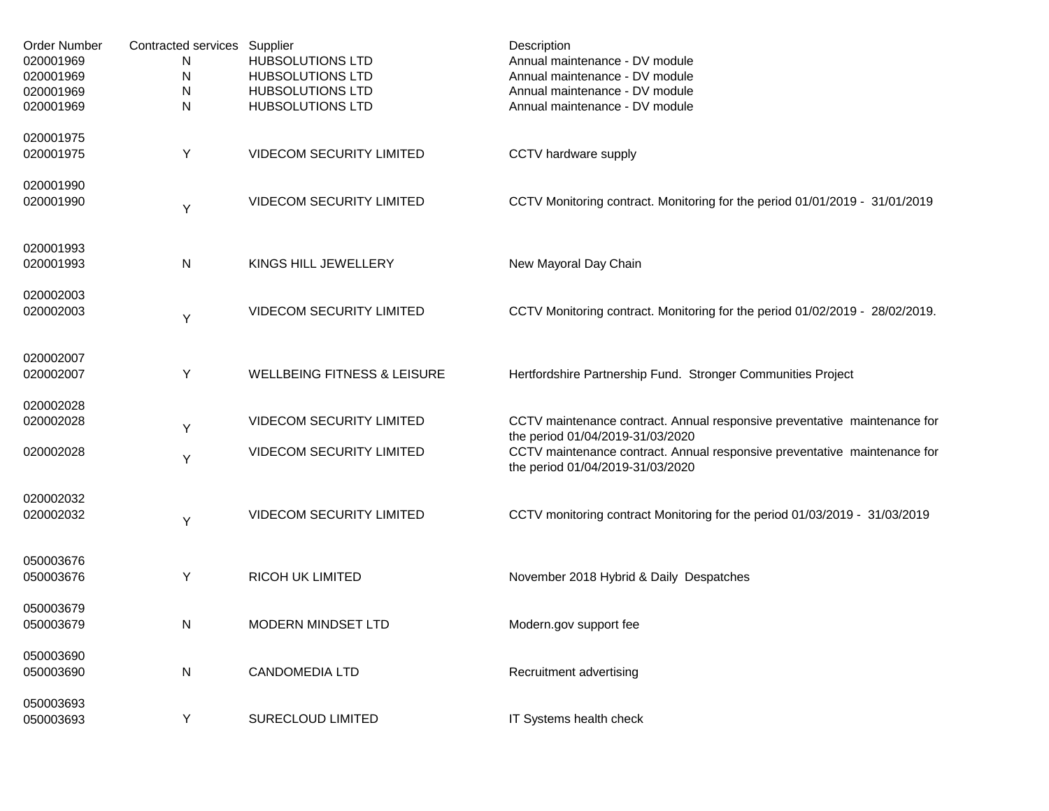| Order Number | Contracted services | Supplier | Description |
|---|---|---|---|
| 020001969 | N | HUBSOLUTIONS LTD | Annual maintenance - DV module |
| 020001969 | N | HUBSOLUTIONS LTD | Annual maintenance - DV module |
| 020001969 | N | HUBSOLUTIONS LTD | Annual maintenance - DV module |
| 020001969 | N | HUBSOLUTIONS LTD | Annual maintenance - DV module |
| 020001975 | | | |
| 020001975 | Y | VIDECOM SECURITY LIMITED | CCTV hardware supply |
| 020001990 | | | |
| 020001990 | Y | VIDECOM SECURITY LIMITED | CCTV Monitoring contract. Monitoring for the period 01/01/2019 - 31/01/2019 |
| 020001993 | | | |
| 020001993 | N | KINGS HILL JEWELLERY | New Mayoral Day Chain |
| 020002003 | | | |
| 020002003 | Y | VIDECOM SECURITY LIMITED | CCTV Monitoring contract. Monitoring for the period 01/02/2019 - 28/02/2019. |
| 020002007 | | | |
| 020002007 | Y | WELLBEING FITNESS & LEISURE | Hertfordshire Partnership Fund. Stronger Communities Project |
| 020002028 | | | |
| 020002028 | Y | VIDECOM SECURITY LIMITED | CCTV maintenance contract. Annual responsive preventative maintenance for the period 01/04/2019-31/03/2020 |
| 020002028 | Y | VIDECOM SECURITY LIMITED | CCTV maintenance contract. Annual responsive preventative maintenance for the period 01/04/2019-31/03/2020 |
| 020002032 | | | |
| 020002032 | Y | VIDECOM SECURITY LIMITED | CCTV monitoring contract Monitoring for the period 01/03/2019 - 31/03/2019 |
| 050003676 | | | |
| 050003676 | Y | RICOH UK LIMITED | November 2018 Hybrid & Daily Despatches |
| 050003679 | | | |
| 050003679 | N | MODERN MINDSET LTD | Modern.gov support fee |
| 050003690 | | | |
| 050003690 | N | CANDOMEDIA LTD | Recruitment advertising |
| 050003693 | | | |
| 050003693 | Y | SURECLOUD LIMITED | IT Systems health check |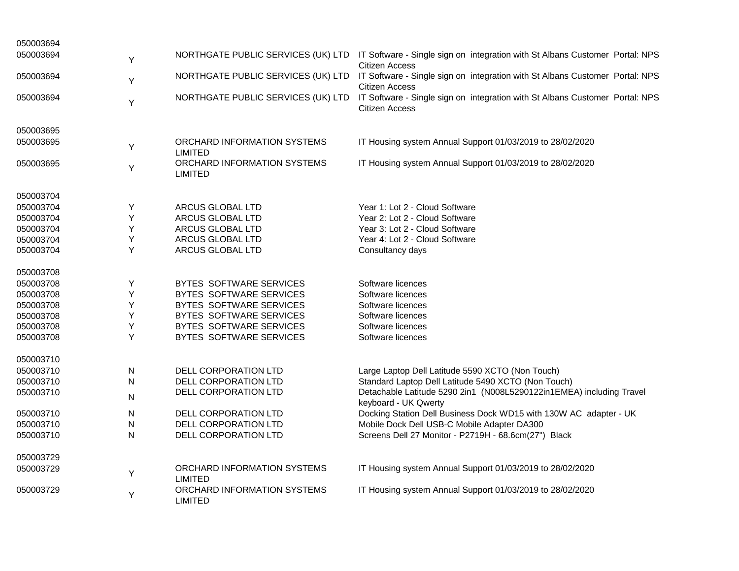| | | | |
|---|---|---|---|
| 050003694 | | | |
| 050003694 | Y | NORTHGATE PUBLIC SERVICES (UK) LTD | IT Software - Single sign on integration with St Albans Customer Portal: NPS Citizen Access |
| 050003694 | Y | NORTHGATE PUBLIC SERVICES (UK) LTD | IT Software - Single sign on integration with St Albans Customer Portal: NPS Citizen Access |
| 050003694 | Y | NORTHGATE PUBLIC SERVICES (UK) LTD | IT Software - Single sign on integration with St Albans Customer Portal: NPS Citizen Access |
| | | | |
| 050003695 | | | |
| 050003695 | Y | ORCHARD INFORMATION SYSTEMS LIMITED | IT Housing system Annual Support 01/03/2019 to 28/02/2020 |
| 050003695 | Y | ORCHARD INFORMATION SYSTEMS LIMITED | IT Housing system Annual Support 01/03/2019 to 28/02/2020 |
| | | | |
| 050003704 | | | |
| 050003704 | Y | ARCUS GLOBAL LTD | Year 1: Lot 2 - Cloud Software |
| 050003704 | Y | ARCUS GLOBAL LTD | Year 2: Lot 2 - Cloud Software |
| 050003704 | Y | ARCUS GLOBAL LTD | Year 3: Lot 2 - Cloud Software |
| 050003704 | Y | ARCUS GLOBAL LTD | Year 4: Lot 2 - Cloud Software |
| 050003704 | Y | ARCUS GLOBAL LTD | Consultancy days |
| | | | |
| 050003708 | | | |
| 050003708 | Y | BYTES SOFTWARE SERVICES | Software licences |
| 050003708 | Y | BYTES SOFTWARE SERVICES | Software licences |
| 050003708 | Y | BYTES SOFTWARE SERVICES | Software licences |
| 050003708 | Y | BYTES SOFTWARE SERVICES | Software licences |
| 050003708 | Y | BYTES SOFTWARE SERVICES | Software licences |
| 050003708 | Y | BYTES SOFTWARE SERVICES | Software licences |
| | | | |
| 050003710 | | | |
| 050003710 | N | DELL CORPORATION LTD | Large Laptop Dell Latitude 5590 XCTO (Non Touch) |
| 050003710 | N | DELL CORPORATION LTD | Standard Laptop Dell Latitude 5490 XCTO (Non Touch) |
| 050003710 | N | DELL CORPORATION LTD | Detachable Latitude 5290 2in1 (N008L5290122in1EMEA) including Travel keyboard - UK Qwerty |
| 050003710 | N | DELL CORPORATION LTD | Docking Station Dell Business Dock WD15 with 130W AC adapter - UK |
| 050003710 | N | DELL CORPORATION LTD | Mobile Dock Dell USB-C Mobile Adapter DA300 |
| 050003710 | N | DELL CORPORATION LTD | Screens Dell 27 Monitor - P2719H - 68.6cm(27") Black |
| | | | |
| 050003729 | | | |
| 050003729 | Y | ORCHARD INFORMATION SYSTEMS LIMITED | IT Housing system Annual Support 01/03/2019 to 28/02/2020 |
| 050003729 | Y | ORCHARD INFORMATION SYSTEMS LIMITED | IT Housing system Annual Support 01/03/2019 to 28/02/2020 |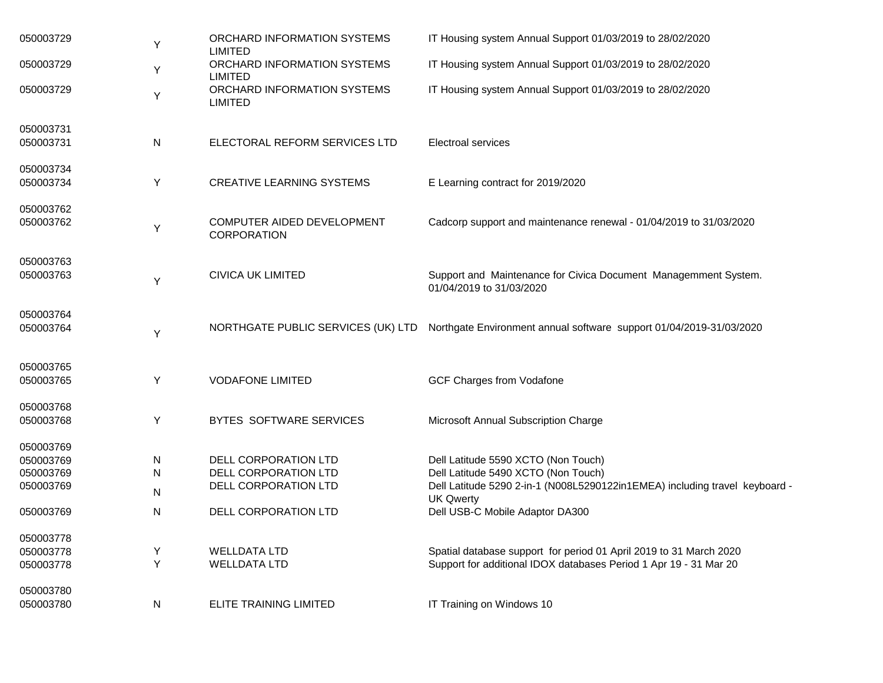| | | | |
|---|---|---|---|
| 050003729 | Y | ORCHARD INFORMATION SYSTEMS LIMITED | IT Housing system Annual Support 01/03/2019 to 28/02/2020 |
| 050003729 | Y | ORCHARD INFORMATION SYSTEMS LIMITED | IT Housing system Annual Support 01/03/2019 to 28/02/2020 |
| 050003729 | Y | ORCHARD INFORMATION SYSTEMS LIMITED | IT Housing system Annual Support 01/03/2019 to 28/02/2020 |
| 050003731 | | | |
| 050003731 | N | ELECTORAL REFORM SERVICES LTD | Electroal services |
| 050003734 | | | |
| 050003734 | Y | CREATIVE LEARNING SYSTEMS | E Learning contract for 2019/2020 |
| 050003762 | | | |
| 050003762 | Y | COMPUTER AIDED DEVELOPMENT CORPORATION | Cadcorp support and maintenance renewal - 01/04/2019 to 31/03/2020 |
| 050003763 | | | |
| 050003763 | Y | CIVICA UK LIMITED | Support and Maintenance for Civica Document Managemment System. 01/04/2019 to 31/03/2020 |
| 050003764 | | | |
| 050003764 | Y | NORTHGATE PUBLIC SERVICES (UK) LTD | Northgate Environment annual software support 01/04/2019-31/03/2020 |
| 050003765 | | | |
| 050003765 | Y | VODAFONE LIMITED | GCF Charges from Vodafone |
| 050003768 | | | |
| 050003768 | Y | BYTES SOFTWARE SERVICES | Microsoft Annual Subscription Charge |
| 050003769 | | | |
| 050003769 | N | DELL CORPORATION LTD | Dell Latitude 5590 XCTO (Non Touch) |
| 050003769 | N | DELL CORPORATION LTD | Dell Latitude 5490 XCTO (Non Touch) |
| 050003769 | N | DELL CORPORATION LTD | Dell Latitude 5290 2-in-1 (N008L5290122in1EMEA) including travel keyboard - UK Qwerty |
| 050003769 | N | DELL CORPORATION LTD | Dell USB-C Mobile Adaptor DA300 |
| 050003778 | | | |
| 050003778 | Y | WELLDATA LTD | Spatial database support for period 01 April 2019 to 31 March 2020 |
| 050003778 | Y | WELLDATA LTD | Support for additional IDOX databases Period 1 Apr 19 - 31 Mar 20 |
| 050003780 | | | |
| 050003780 | N | ELITE TRAINING LIMITED | IT Training on Windows 10 |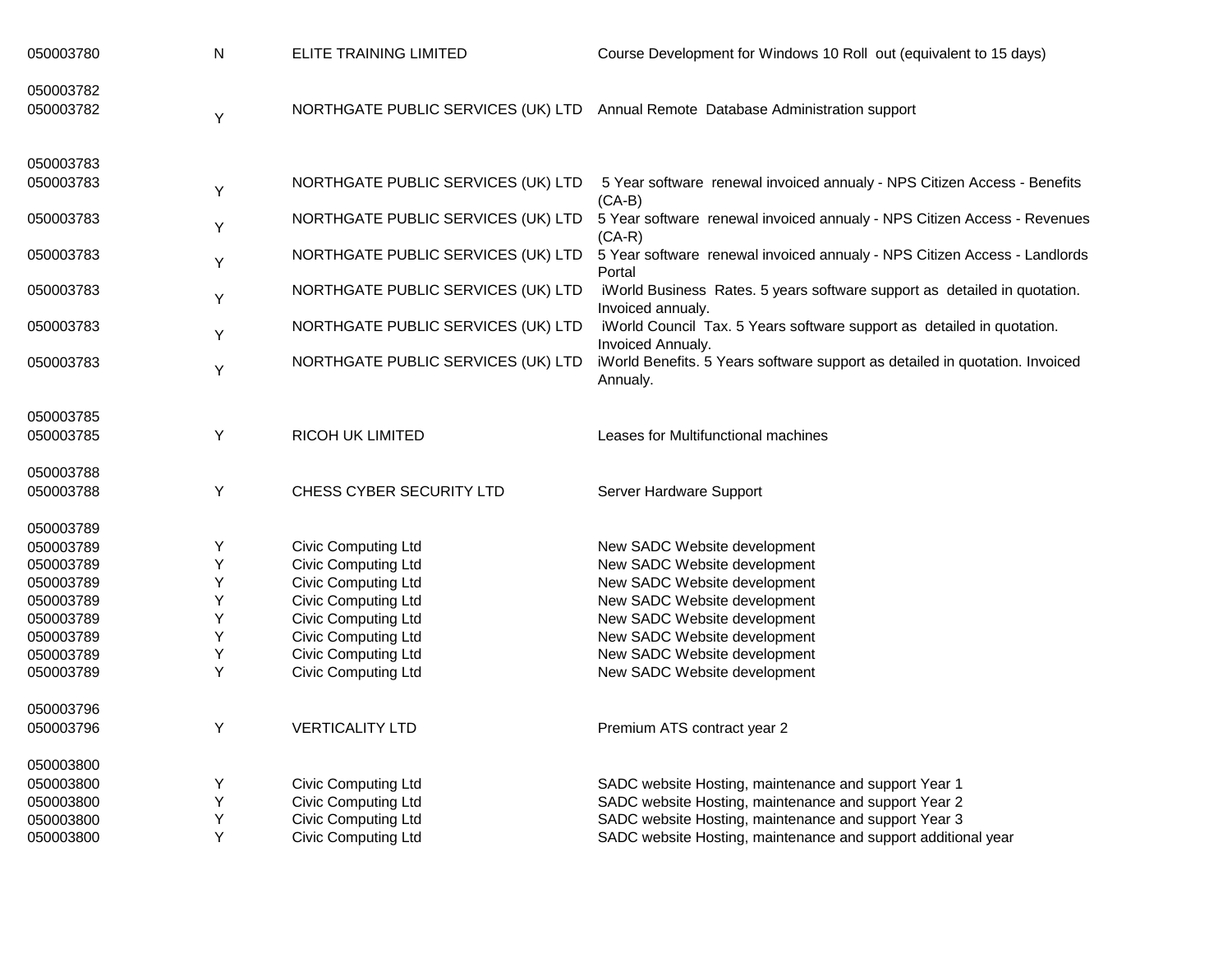| | | | |
|---|---|---|---|
| 050003780 | N | ELITE TRAINING LIMITED | Course Development for Windows 10 Roll out (equivalent to 15 days) |
| 050003782 | | | |
| 050003782 | Y | NORTHGATE PUBLIC SERVICES (UK) LTD | Annual Remote Database Administration support |
| 050003783 | | | |
| 050003783 | Y | NORTHGATE PUBLIC SERVICES (UK) LTD | 5 Year software renewal invoiced annualy - NPS Citizen Access - Benefits (CA-B) |
| 050003783 | Y | NORTHGATE PUBLIC SERVICES (UK) LTD | 5 Year software renewal invoiced annualy - NPS Citizen Access - Revenues (CA-R) |
| 050003783 | Y | NORTHGATE PUBLIC SERVICES (UK) LTD | 5 Year software renewal invoiced annualy - NPS Citizen Access - Landlords Portal |
| 050003783 | Y | NORTHGATE PUBLIC SERVICES (UK) LTD | iWorld Business Rates. 5 years software support as detailed in quotation. Invoiced annualy. |
| 050003783 | Y | NORTHGATE PUBLIC SERVICES (UK) LTD | iWorld Council Tax. 5 Years software support as detailed in quotation. Invoiced Annualy. |
| 050003783 | Y | NORTHGATE PUBLIC SERVICES (UK) LTD | iWorld Benefits. 5 Years software support as detailed in quotation. Invoiced Annualy. |
| 050003785 | | | |
| 050003785 | Y | RICOH UK LIMITED | Leases for Multifunctional machines |
| 050003788 | | | |
| 050003788 | Y | CHESS CYBER SECURITY LTD | Server Hardware Support |
| 050003789 | | | |
| 050003789 | Y | Civic Computing Ltd | New SADC Website development |
| 050003789 | Y | Civic Computing Ltd | New SADC Website development |
| 050003789 | Y | Civic Computing Ltd | New SADC Website development |
| 050003789 | Y | Civic Computing Ltd | New SADC Website development |
| 050003789 | Y | Civic Computing Ltd | New SADC Website development |
| 050003789 | Y | Civic Computing Ltd | New SADC Website development |
| 050003789 | Y | Civic Computing Ltd | New SADC Website development |
| 050003789 | Y | Civic Computing Ltd | New SADC Website development |
| 050003796 | | | |
| 050003796 | Y | VERTICALITY LTD | Premium ATS contract year 2 |
| 050003800 | | | |
| 050003800 | Y | Civic Computing Ltd | SADC website Hosting, maintenance and support Year 1 |
| 050003800 | Y | Civic Computing Ltd | SADC website Hosting, maintenance and support Year 2 |
| 050003800 | Y | Civic Computing Ltd | SADC website Hosting, maintenance and support Year 3 |
| 050003800 | Y | Civic Computing Ltd | SADC website Hosting, maintenance and support additional year |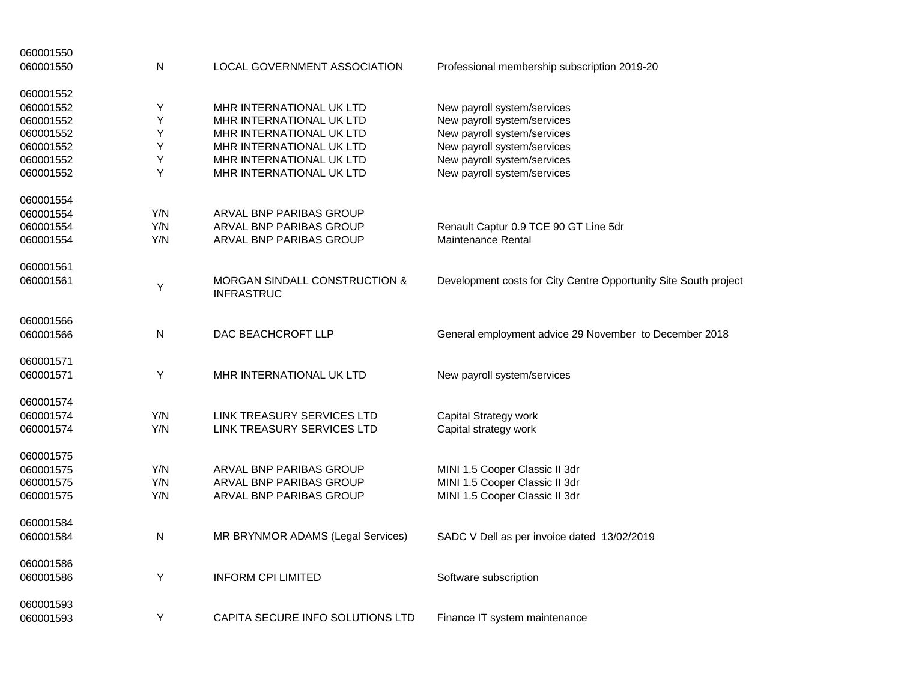| | | | |
|---|---|---|---|
| 060001550 | | | |
| 060001550 | N | LOCAL GOVERNMENT ASSOCIATION | Professional membership subscription 2019-20 |
| | | | |
| 060001552 | | | |
| 060001552 | Y | MHR INTERNATIONAL UK LTD | New payroll system/services |
| 060001552 | Y | MHR INTERNATIONAL UK LTD | New payroll system/services |
| 060001552 | Y | MHR INTERNATIONAL UK LTD | New payroll system/services |
| 060001552 | Y | MHR INTERNATIONAL UK LTD | New payroll system/services |
| 060001552 | Y | MHR INTERNATIONAL UK LTD | New payroll system/services |
| 060001552 | Y | MHR INTERNATIONAL UK LTD | New payroll system/services |
| | | | |
| 060001554 | | | |
| 060001554 | Y/N | ARVAL BNP PARIBAS GROUP | |
| 060001554 | Y/N | ARVAL BNP PARIBAS GROUP | Renault Captur 0.9 TCE 90 GT Line 5dr |
| 060001554 | Y/N | ARVAL BNP PARIBAS GROUP | Maintenance Rental |
| | | | |
| 060001561 | | | |
| 060001561 | Y | MORGAN SINDALL CONSTRUCTION & INFRASTRUC | Development costs for City Centre Opportunity Site South project |
| | | | |
| 060001566 | | | |
| 060001566 | N | DAC BEACHCROFT LLP | General employment advice 29 November to December 2018 |
| | | | |
| 060001571 | | | |
| 060001571 | Y | MHR INTERNATIONAL UK LTD | New payroll system/services |
| | | | |
| 060001574 | | | |
| 060001574 | Y/N | LINK TREASURY SERVICES LTD | Capital Strategy work |
| 060001574 | Y/N | LINK TREASURY SERVICES LTD | Capital strategy work |
| | | | |
| 060001575 | | | |
| 060001575 | Y/N | ARVAL BNP PARIBAS GROUP | MINI 1.5 Cooper Classic II 3dr |
| 060001575 | Y/N | ARVAL BNP PARIBAS GROUP | MINI 1.5 Cooper Classic II 3dr |
| 060001575 | Y/N | ARVAL BNP PARIBAS GROUP | MINI 1.5 Cooper Classic II 3dr |
| | | | |
| 060001584 | | | |
| 060001584 | N | MR BRYNMOR ADAMS (Legal Services) | SADC V Dell as per invoice dated 13/02/2019 |
| | | | |
| 060001586 | | | |
| 060001586 | Y | INFORM CPI LIMITED | Software subscription |
| | | | |
| 060001593 | | | |
| 060001593 | Y | CAPITA SECURE INFO SOLUTIONS LTD | Finance IT system maintenance |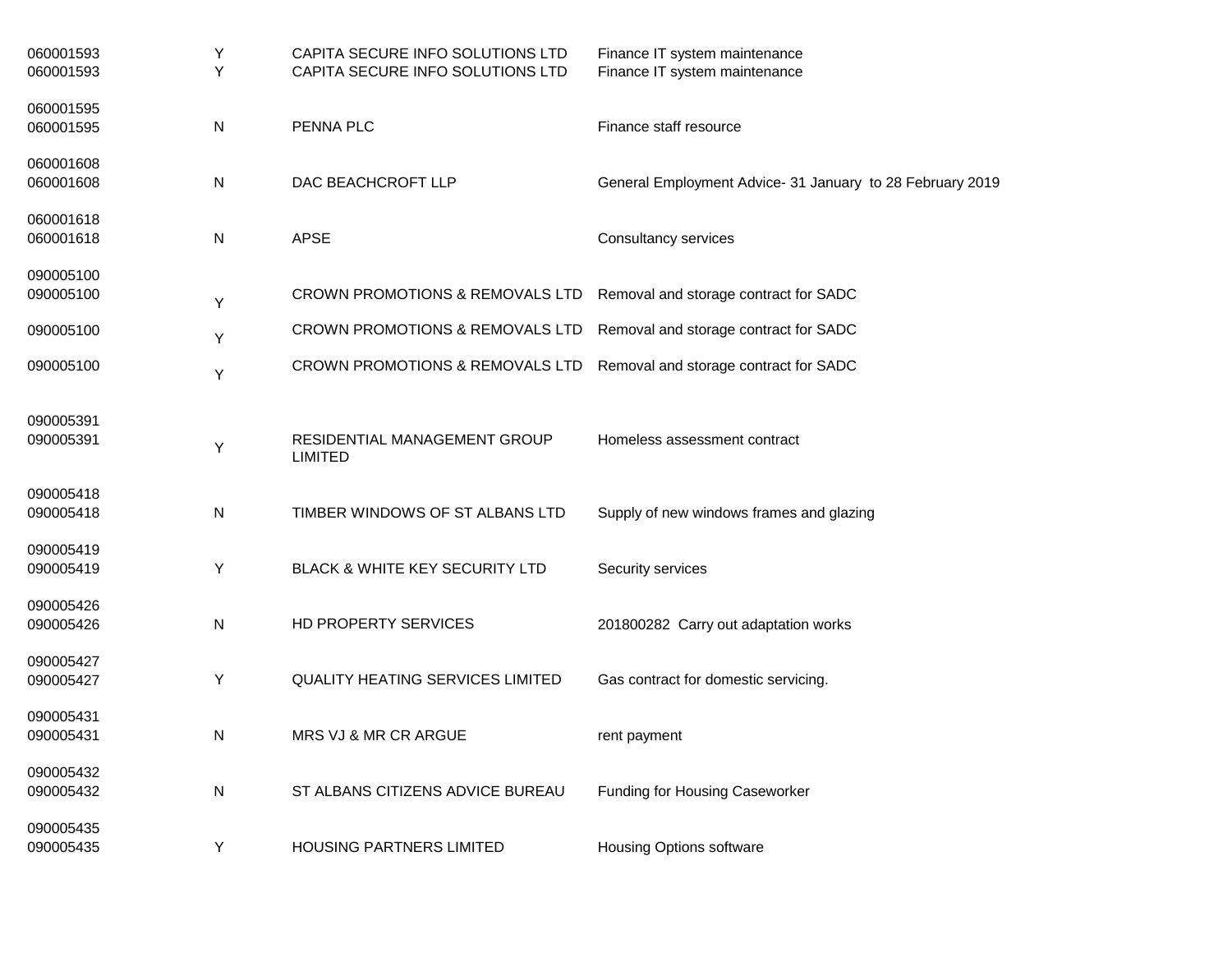| | | | |
|---|---|---|---|
| 060001593 | Y | CAPITA SECURE INFO SOLUTIONS LTD | Finance IT system maintenance |
| 060001593 | Y | CAPITA SECURE INFO SOLUTIONS LTD | Finance IT system maintenance |
| 060001595 | | | |
| 060001595 | N | PENNA PLC | Finance staff resource |
| 060001608 | | | |
| 060001608 | N | DAC BEACHCROFT LLP | General Employment Advice- 31 January  to 28 February 2019 |
| 060001618 | | | |
| 060001618 | N | APSE | Consultancy services |
| 090005100 | | | |
| 090005100 | Y | CROWN PROMOTIONS & REMOVALS LTD | Removal and storage contract for SADC |
| 090005100 | Y | CROWN PROMOTIONS & REMOVALS LTD | Removal and storage contract for SADC |
| 090005100 | Y | CROWN PROMOTIONS & REMOVALS LTD | Removal and storage contract for SADC |
| 090005391 | | | |
| 090005391 | Y | RESIDENTIAL MANAGEMENT GROUP LIMITED | Homeless assessment contract |
| 090005418 | | | |
| 090005418 | N | TIMBER WINDOWS OF ST ALBANS LTD | Supply of new windows frames and glazing |
| 090005419 | | | |
| 090005419 | Y | BLACK & WHITE KEY SECURITY LTD | Security services |
| 090005426 | | | |
| 090005426 | N | HD PROPERTY SERVICES | 201800282  Carry out adaptation works |
| 090005427 | | | |
| 090005427 | Y | QUALITY HEATING SERVICES LIMITED | Gas contract for domestic servicing. |
| 090005431 | | | |
| 090005431 | N | MRS VJ & MR CR ARGUE | rent payment |
| 090005432 | | | |
| 090005432 | N | ST ALBANS CITIZENS ADVICE BUREAU | Funding for Housing Caseworker |
| 090005435 | | | |
| 090005435 | Y | HOUSING PARTNERS LIMITED | Housing Options software |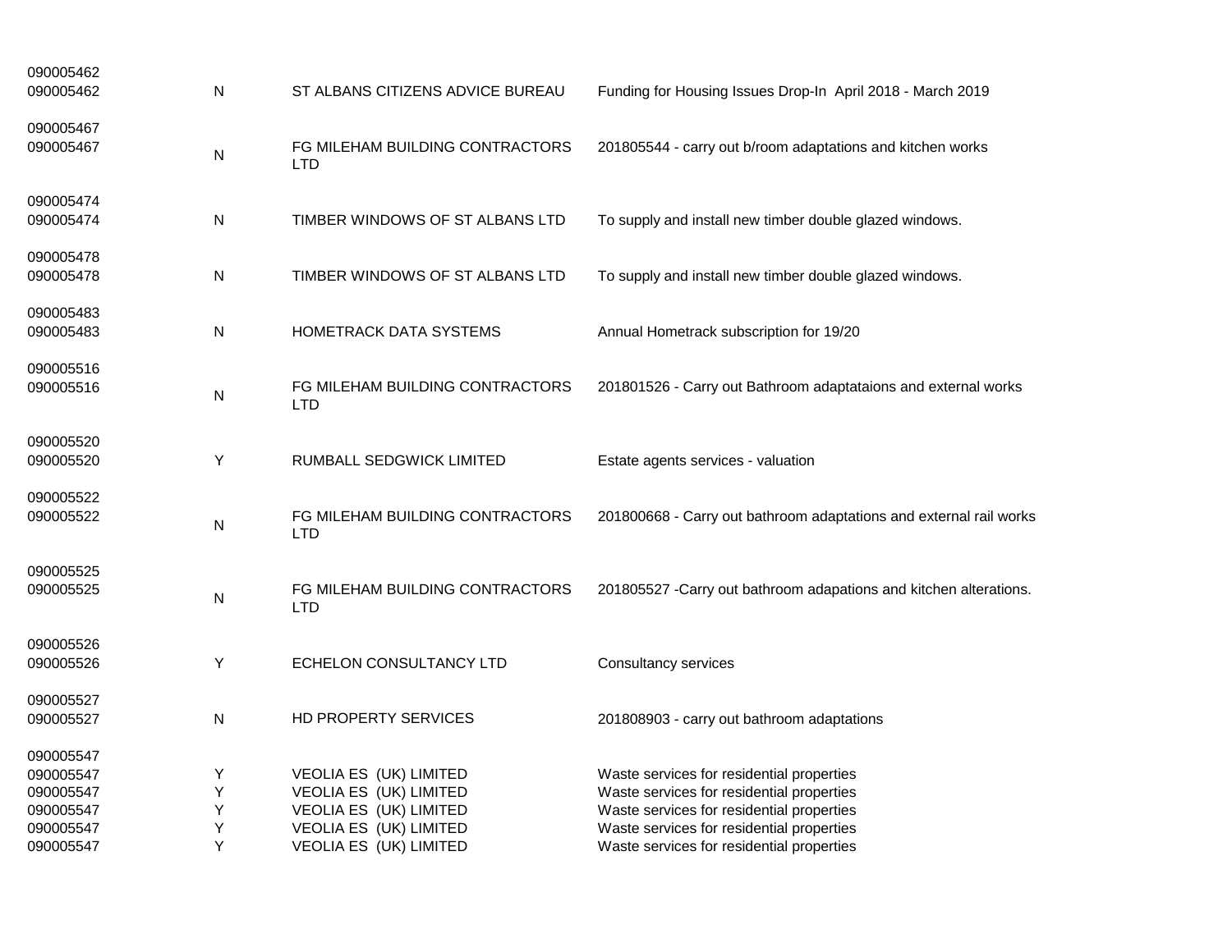| | | | |
|---|---|---|---|
| 090005462 | | | |
| 090005462 | N | ST ALBANS CITIZENS ADVICE BUREAU | Funding for Housing Issues Drop-In April 2018 - March 2019 |
| 090005467 | | | |
| 090005467 | N | FG MILEHAM BUILDING CONTRACTORS LTD | 201805544 - carry out b/room adaptations and kitchen works |
| 090005474 | | | |
| 090005474 | N | TIMBER WINDOWS OF ST ALBANS LTD | To supply and install new timber double glazed windows. |
| 090005478 | | | |
| 090005478 | N | TIMBER WINDOWS OF ST ALBANS LTD | To supply and install new timber double glazed windows. |
| 090005483 | | | |
| 090005483 | N | HOMETRACK DATA SYSTEMS | Annual Hometrack subscription for 19/20 |
| 090005516 | | | |
| 090005516 | N | FG MILEHAM BUILDING CONTRACTORS LTD | 201801526 - Carry out Bathroom adaptataions and external works |
| 090005520 | | | |
| 090005520 | Y | RUMBALL SEDGWICK LIMITED | Estate agents services - valuation |
| 090005522 | | | |
| 090005522 | N | FG MILEHAM BUILDING CONTRACTORS LTD | 201800668 - Carry out bathroom adaptations and external rail works |
| 090005525 | | | |
| 090005525 | N | FG MILEHAM BUILDING CONTRACTORS LTD | 201805527 -Carry out bathroom adapations and kitchen alterations. |
| 090005526 | | | |
| 090005526 | Y | ECHELON CONSULTANCY LTD | Consultancy services |
| 090005527 | | | |
| 090005527 | N | HD PROPERTY SERVICES | 201808903 - carry out bathroom adaptations |
| 090005547 | | | |
| 090005547 | Y | VEOLIA ES (UK) LIMITED | Waste services for residential properties |
| 090005547 | Y | VEOLIA ES (UK) LIMITED | Waste services for residential properties |
| 090005547 | Y | VEOLIA ES (UK) LIMITED | Waste services for residential properties |
| 090005547 | Y | VEOLIA ES (UK) LIMITED | Waste services for residential properties |
| 090005547 | Y | VEOLIA ES (UK) LIMITED | Waste services for residential properties |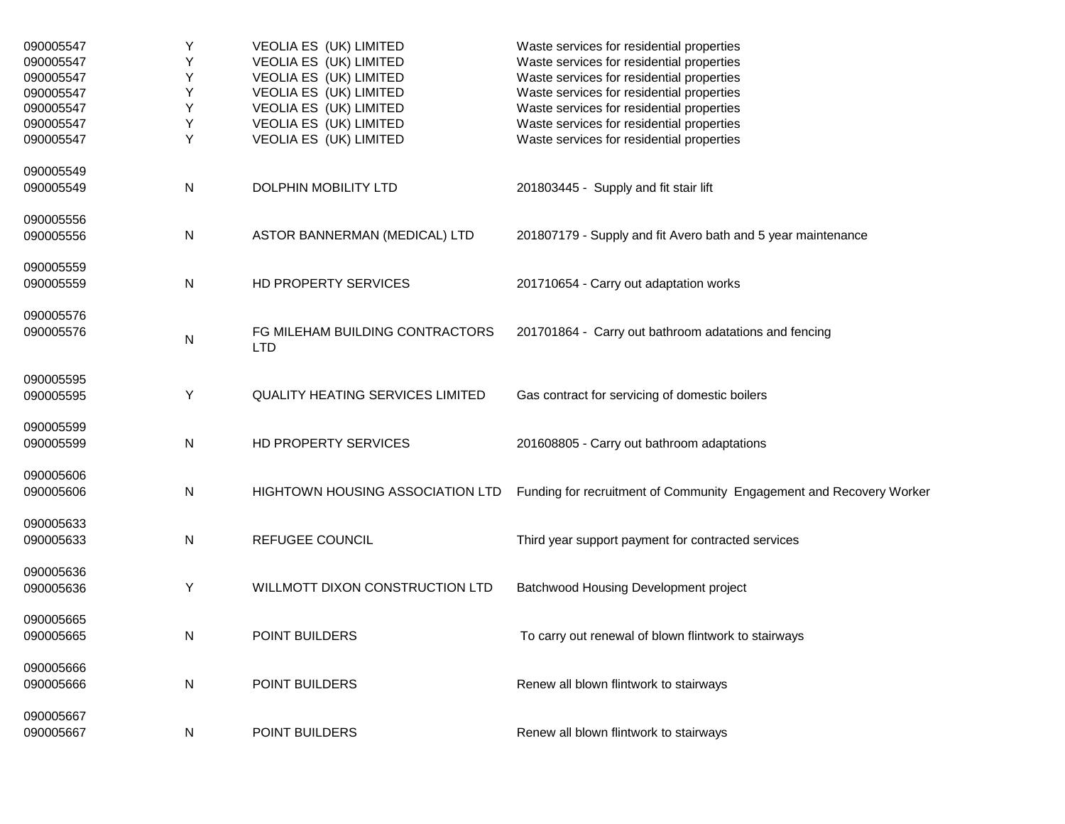| | | | |
|---|---|---|---|
| 090005547 | Y | VEOLIA ES (UK) LIMITED | Waste services for residential properties |
| 090005547 | Y | VEOLIA ES (UK) LIMITED | Waste services for residential properties |
| 090005547 | Y | VEOLIA ES (UK) LIMITED | Waste services for residential properties |
| 090005547 | Y | VEOLIA ES (UK) LIMITED | Waste services for residential properties |
| 090005547 | Y | VEOLIA ES (UK) LIMITED | Waste services for residential properties |
| 090005547 | Y | VEOLIA ES (UK) LIMITED | Waste services for residential properties |
| 090005547 | Y | VEOLIA ES (UK) LIMITED | Waste services for residential properties |
| 090005549 | | | |
| 090005549 | N | DOLPHIN MOBILITY LTD | 201803445 - Supply and fit stair lift |
| 090005556 | | | |
| 090005556 | N | ASTOR BANNERMAN (MEDICAL) LTD | 201807179 - Supply and fit Avero bath and 5 year maintenance |
| 090005559 | | | |
| 090005559 | N | HD PROPERTY SERVICES | 201710654 - Carry out adaptation works |
| 090005576 | | | |
| 090005576 | N | FG MILEHAM BUILDING CONTRACTORS LTD | 201701864 - Carry out bathroom adatations and fencing |
| 090005595 | | | |
| 090005595 | Y | QUALITY HEATING SERVICES LIMITED | Gas contract for servicing of domestic boilers |
| 090005599 | | | |
| 090005599 | N | HD PROPERTY SERVICES | 201608805 - Carry out bathroom adaptations |
| 090005606 | | | |
| 090005606 | N | HIGHTOWN HOUSING ASSOCIATION LTD | Funding for recruitment of Community Engagement and Recovery Worker |
| 090005633 | | | |
| 090005633 | N | REFUGEE COUNCIL | Third year support payment for contracted services |
| 090005636 | | | |
| 090005636 | Y | WILLMOTT DIXON CONSTRUCTION LTD | Batchwood Housing Development project |
| 090005665 | | | |
| 090005665 | N | POINT BUILDERS | To carry out renewal of blown flintwork to stairways |
| 090005666 | | | |
| 090005666 | N | POINT BUILDERS | Renew all blown flintwork to stairways |
| 090005667 | | | |
| 090005667 | N | POINT BUILDERS | Renew all blown flintwork to stairways |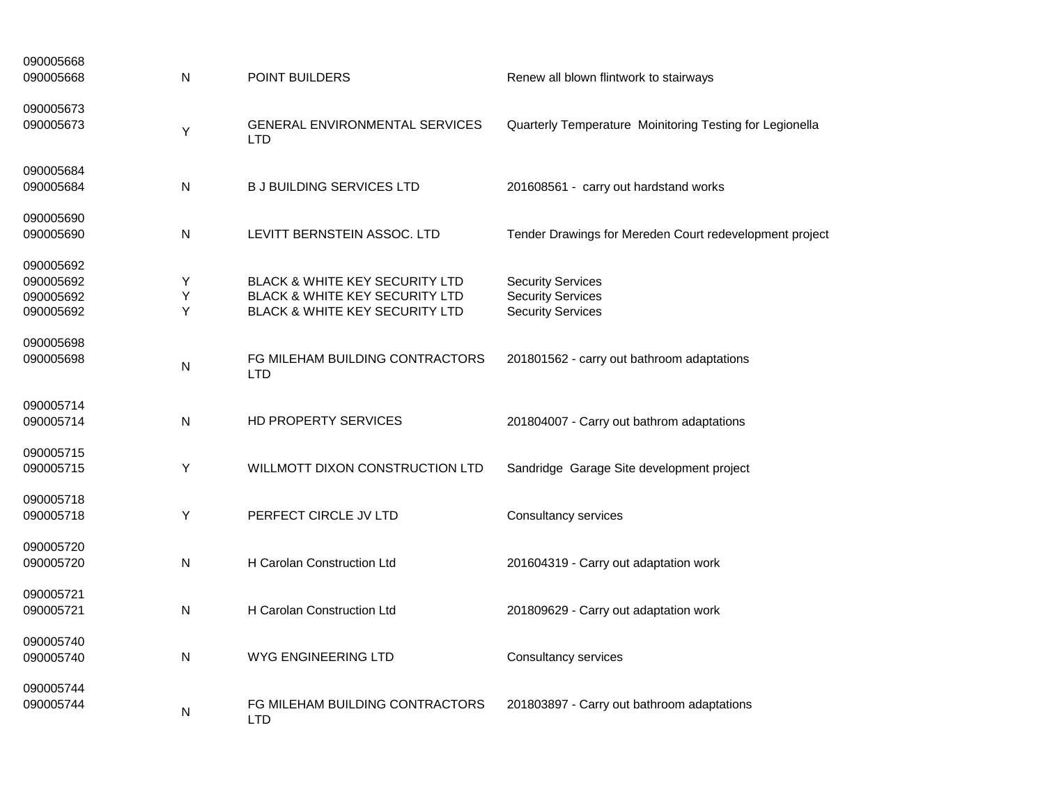| | | | |
|---|---|---|---|
| 090005668 | | | |
| 090005668 | N | POINT BUILDERS | Renew all blown flintwork to stairways |
| 090005673 | | | |
| 090005673 | Y | GENERAL ENVIRONMENTAL SERVICES LTD | Quarterly Temperature  Moinitoring Testing for Legionella |
| 090005684 | | | |
| 090005684 | N | B J BUILDING SERVICES LTD | 201608561 -  carry out hardstand works |
| 090005690 | | | |
| 090005690 | N | LEVITT BERNSTEIN ASSOC. LTD | Tender Drawings for Mereden Court redevelopment project |
| 090005692 | | | |
| 090005692 | Y | BLACK & WHITE KEY SECURITY LTD | Security Services |
| 090005692 | Y | BLACK & WHITE KEY SECURITY LTD | Security Services |
| 090005692 | Y | BLACK & WHITE KEY SECURITY LTD | Security Services |
| 090005698 | | | |
| 090005698 | N | FG MILEHAM BUILDING CONTRACTORS LTD | 201801562 - carry out bathroom adaptations |
| 090005714 | | | |
| 090005714 | N | HD PROPERTY SERVICES | 201804007 - Carry out bathrom adaptations |
| 090005715 | | | |
| 090005715 | Y | WILLMOTT DIXON CONSTRUCTION LTD | Sandridge  Garage Site development project |
| 090005718 | | | |
| 090005718 | Y | PERFECT CIRCLE JV LTD | Consultancy services |
| 090005720 | | | |
| 090005720 | N | H Carolan Construction Ltd | 201604319 - Carry out adaptation work |
| 090005721 | | | |
| 090005721 | N | H Carolan Construction Ltd | 201809629 - Carry out adaptation work |
| 090005740 | | | |
| 090005740 | N | WYG ENGINEERING LTD | Consultancy services |
| 090005744 | | | |
| 090005744 | N | FG MILEHAM BUILDING CONTRACTORS LTD | 201803897 - Carry out bathroom adaptations |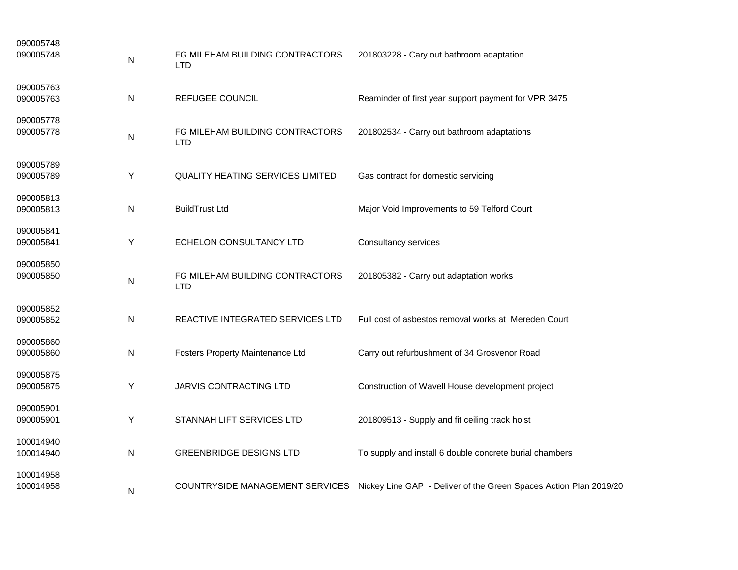| | | | |
|---|---|---|---|
| 090005748<br>090005748 | N | FG MILEHAM BUILDING CONTRACTORS LTD | 201803228 - Cary out bathroom adaptation |
| 090005763<br>090005763 | N | REFUGEE COUNCIL | Reaminder of first year support payment for VPR 3475 |
| 090005778<br>090005778 | N | FG MILEHAM BUILDING CONTRACTORS LTD | 201802534 - Carry out bathroom adaptations |
| 090005789<br>090005789 | Y | QUALITY HEATING SERVICES LIMITED | Gas contract for domestic servicing |
| 090005813<br>090005813 | N | BuildTrust Ltd | Major Void Improvements to 59 Telford Court |
| 090005841<br>090005841 | Y | ECHELON CONSULTANCY LTD | Consultancy services |
| 090005850<br>090005850 | N | FG MILEHAM BUILDING CONTRACTORS LTD | 201805382 - Carry out adaptation works |
| 090005852<br>090005852 | N | REACTIVE INTEGRATED SERVICES LTD | Full cost of asbestos removal works at Mereden Court |
| 090005860<br>090005860 | N | Fosters Property Maintenance Ltd | Carry out refurbushment of 34 Grosvenor Road |
| 090005875<br>090005875 | Y | JARVIS CONTRACTING LTD | Construction of Wavell House development project |
| 090005901<br>090005901 | Y | STANNAH LIFT SERVICES LTD | 201809513 - Supply and fit ceiling track hoist |
| 100014940<br>100014940 | N | GREENBRIDGE DESIGNS LTD | To supply and install 6 double concrete burial chambers |
| 100014958<br>100014958 | N | COUNTRYSIDE MANAGEMENT SERVICES | Nickey Line GAP - Deliver of the Green Spaces Action Plan 2019/20 |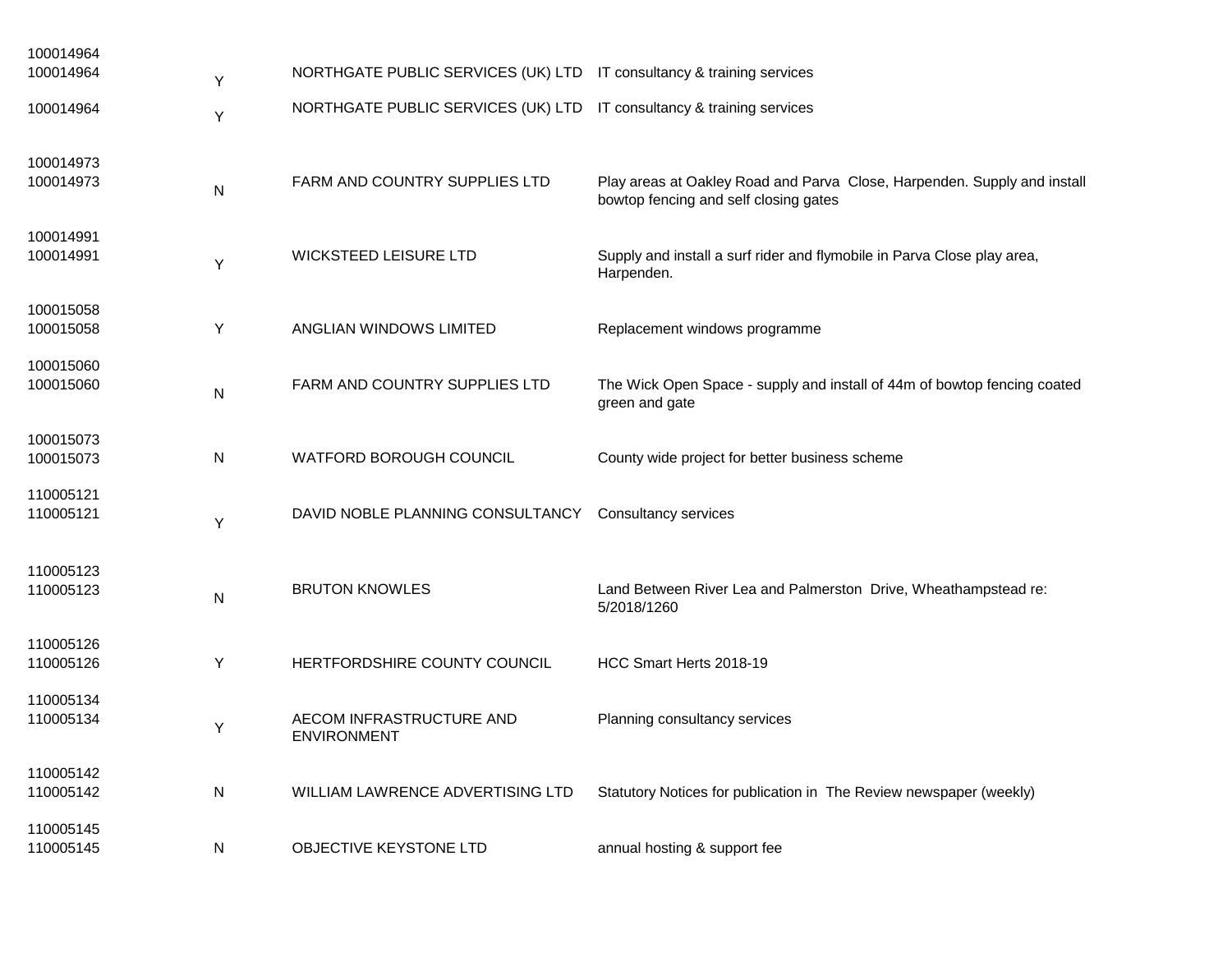| | | | |
|---|---|---|---|
| 100014964 | | | |
| 100014964 | Y | NORTHGATE PUBLIC SERVICES (UK) LTD | IT consultancy & training services |
| 100014964 | Y | NORTHGATE PUBLIC SERVICES (UK) LTD | IT consultancy & training services |
| 100014973 | | | |
| 100014973 | N | FARM AND COUNTRY SUPPLIES LTD | Play areas at Oakley Road and Parva Close, Harpenden. Supply and install bowtop fencing and self closing gates |
| 100014991 | | | |
| 100014991 | Y | WICKSTEED LEISURE LTD | Supply and install a surf rider and flymobile in Parva Close play area, Harpenden. |
| 100015058 | | | |
| 100015058 | Y | ANGLIAN WINDOWS LIMITED | Replacement windows programme |
| 100015060 | | | |
| 100015060 | N | FARM AND COUNTRY SUPPLIES LTD | The Wick Open Space - supply and install of 44m of bowtop fencing coated green and gate |
| 100015073 | | | |
| 100015073 | N | WATFORD BOROUGH COUNCIL | County wide project for better business scheme |
| 110005121 | | | |
| 110005121 | Y | DAVID NOBLE PLANNING CONSULTANCY | Consultancy services |
| 110005123 | | | |
| 110005123 | N | BRUTON KNOWLES | Land Between River Lea and Palmerston Drive, Wheathampstead re: 5/2018/1260 |
| 110005126 | | | |
| 110005126 | Y | HERTFORDSHIRE COUNTY COUNCIL | HCC Smart Herts 2018-19 |
| 110005134 | | | |
| 110005134 | Y | AECOM INFRASTRUCTURE AND ENVIRONMENT | Planning consultancy services |
| 110005142 | | | |
| 110005142 | N | WILLIAM LAWRENCE ADVERTISING LTD | Statutory Notices for publication in The Review newspaper (weekly) |
| 110005145 | | | |
| 110005145 | N | OBJECTIVE KEYSTONE LTD | annual hosting & support fee |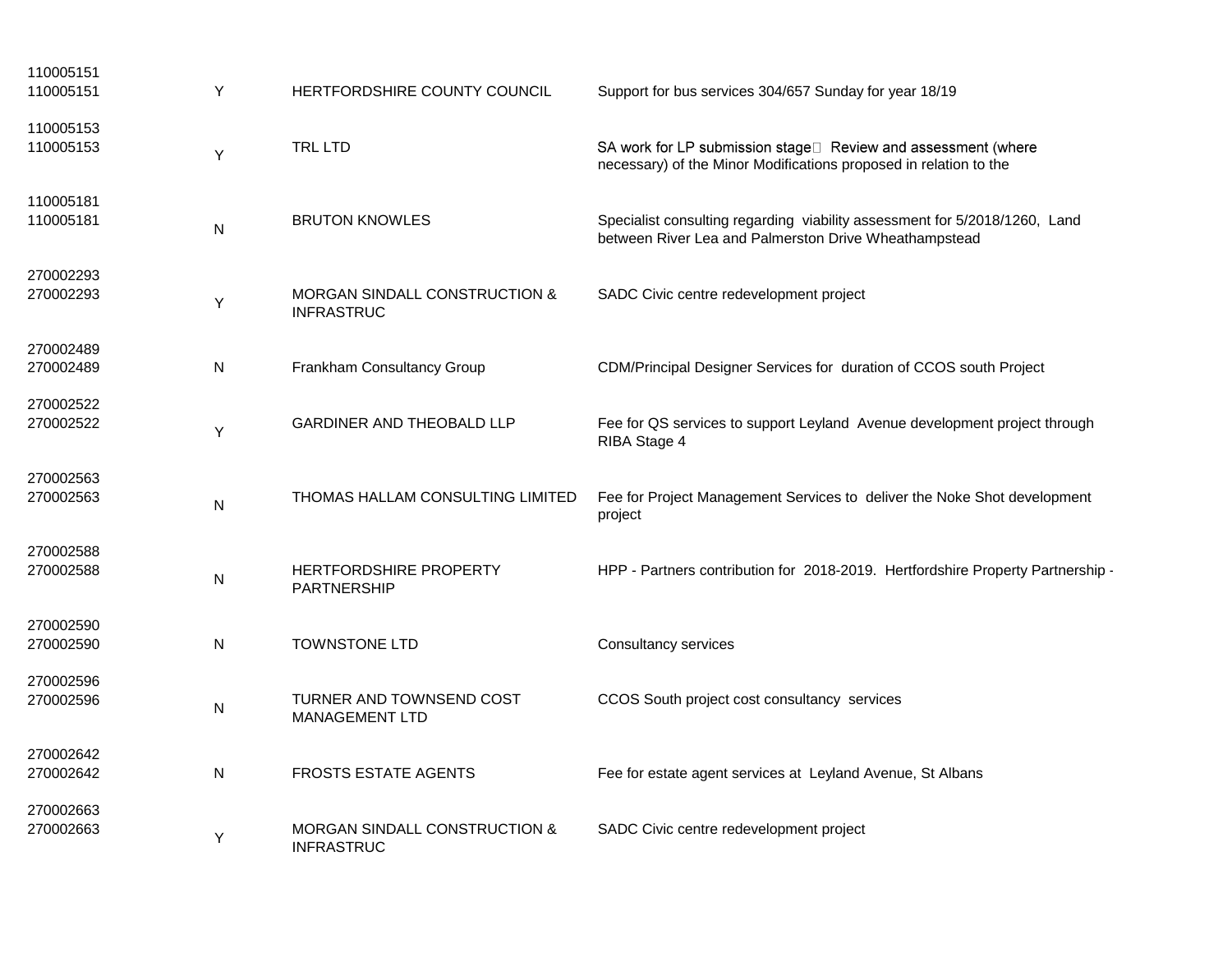| | | | |
|---|---|---|---|
| 110005151<br>110005151 | Y | HERTFORDSHIRE COUNTY COUNCIL | Support for bus services 304/657 Sunday for year 18/19 |
| 110005153<br>110005153 | Y | TRL LTD | SA work for LP submission stage Review and assessment (where necessary) of the Minor Modifications proposed in relation to the |
| 110005181<br>110005181 | N | BRUTON KNOWLES | Specialist consulting regarding viability assessment for 5/2018/1260, Land between River Lea and Palmerston Drive Wheathampstead |
| 270002293<br>270002293 | Y | MORGAN SINDALL CONSTRUCTION & INFRASTRUC | SADC Civic centre redevelopment project |
| 270002489<br>270002489 | N | Frankham Consultancy Group | CDM/Principal Designer Services for duration of CCOS south Project |
| 270002522<br>270002522 | Y | GARDINER AND THEOBALD LLP | Fee for QS services to support Leyland Avenue development project through RIBA Stage 4 |
| 270002563<br>270002563 | N | THOMAS HALLAM CONSULTING LIMITED | Fee for Project Management Services to deliver the Noke Shot development project |
| 270002588<br>270002588 | N | HERTFORDSHIRE PROPERTY PARTNERSHIP | HPP - Partners contribution for 2018-2019. Hertfordshire Property Partnership - |
| 270002590<br>270002590 | N | TOWNSTONE LTD | Consultancy services |
| 270002596<br>270002596 | N | TURNER AND TOWNSEND COST MANAGEMENT LTD | CCOS South project cost consultancy services |
| 270002642<br>270002642 | N | FROSTS ESTATE AGENTS | Fee for estate agent services at Leyland Avenue, St Albans |
| 270002663<br>270002663 | Y | MORGAN SINDALL CONSTRUCTION & INFRASTRUC | SADC Civic centre redevelopment project |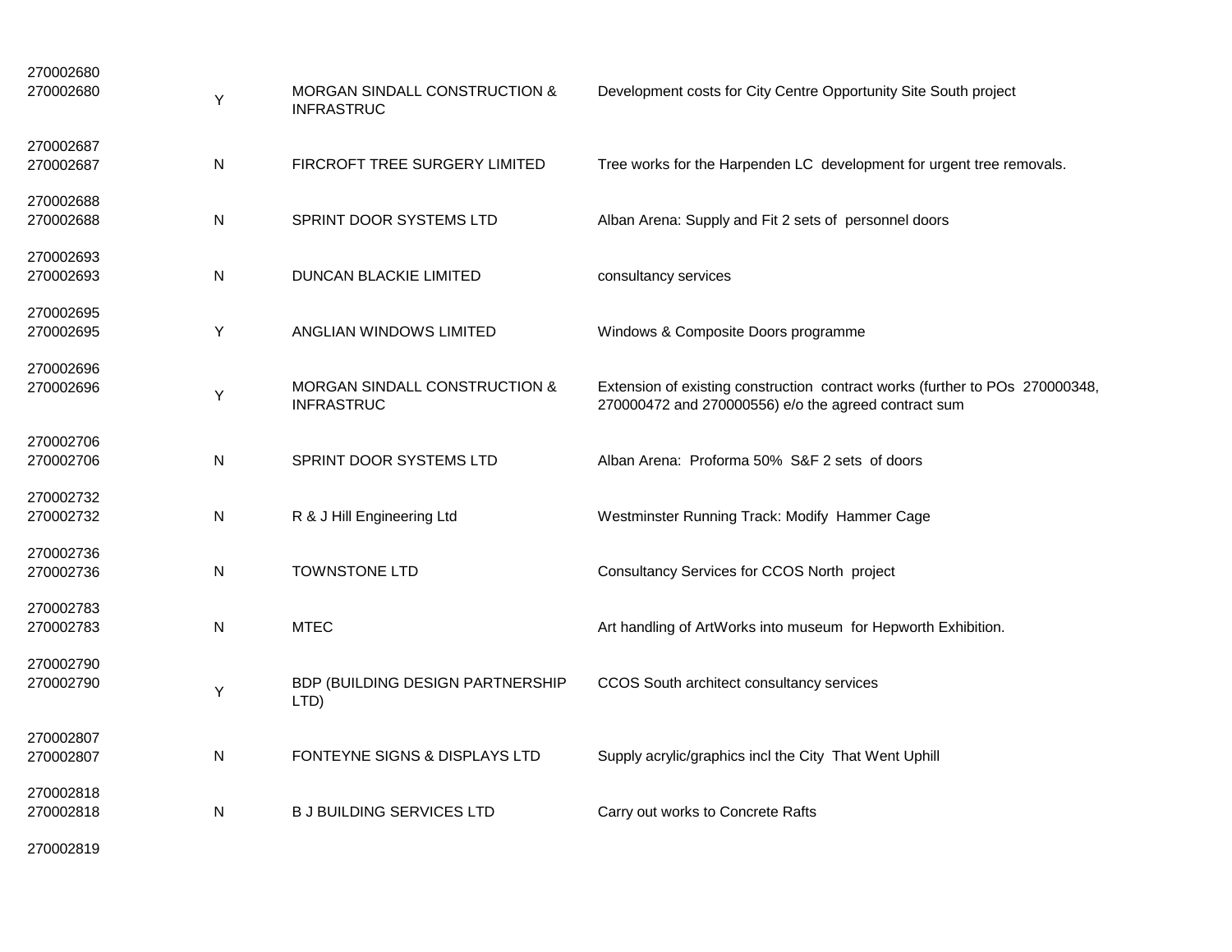| | | | |
|---|---|---|---|
| 270002680<br>270002680 | Y | MORGAN SINDALL CONSTRUCTION & INFRASTRUC | Development costs for City Centre Opportunity Site South project |
| 270002687<br>270002687 | N | FIRCROFT TREE SURGERY LIMITED | Tree works for the Harpenden LC development for urgent tree removals. |
| 270002688<br>270002688 | N | SPRINT DOOR SYSTEMS LTD | Alban Arena: Supply and Fit 2 sets of personnel doors |
| 270002693<br>270002693 | N | DUNCAN BLACKIE LIMITED | consultancy services |
| 270002695<br>270002695 | Y | ANGLIAN WINDOWS LIMITED | Windows & Composite Doors programme |
| 270002696<br>270002696 | Y | MORGAN SINDALL CONSTRUCTION & INFRASTRUC | Extension of existing construction contract works (further to POs 270000348, 270000472 and 270000556) e/o the agreed contract sum |
| 270002706<br>270002706 | N | SPRINT DOOR SYSTEMS LTD | Alban Arena: Proforma 50% S&F 2 sets of doors |
| 270002732<br>270002732 | N | R & J Hill Engineering Ltd | Westminster Running Track: Modify Hammer Cage |
| 270002736<br>270002736 | N | TOWNSTONE LTD | Consultancy Services for CCOS North project |
| 270002783<br>270002783 | N | MTEC | Art handling of ArtWorks into museum for Hepworth Exhibition. |
| 270002790<br>270002790 | Y | BDP (BUILDING DESIGN PARTNERSHIP LTD) | CCOS South architect consultancy services |
| 270002807<br>270002807 | N | FONTEYNE SIGNS & DISPLAYS LTD | Supply acrylic/graphics incl the City That Went Uphill |
| 270002818<br>270002818 | N | B J BUILDING SERVICES LTD | Carry out works to Concrete Rafts |
| 270002819 | | | |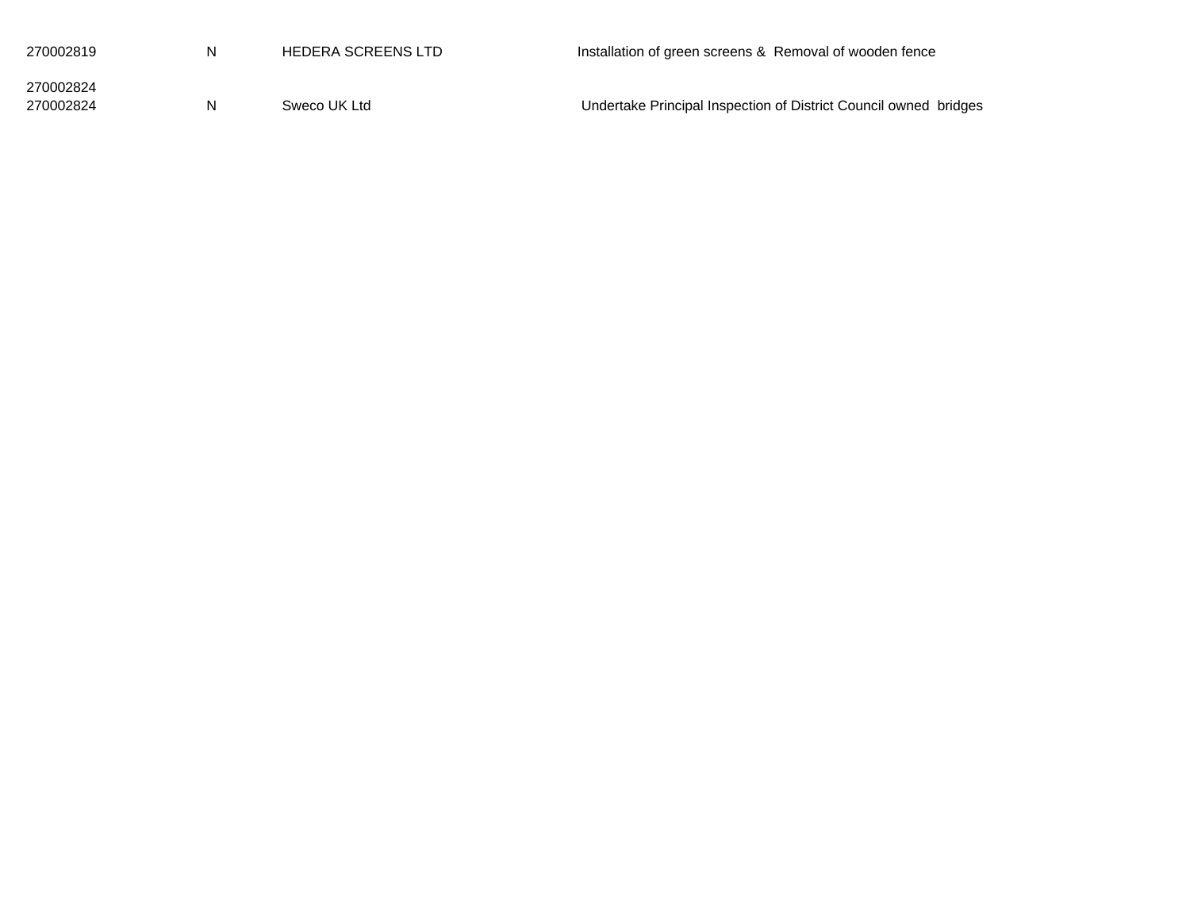| | | | |
|---|---|---|---|
| 270002819 | N | HEDERA SCREENS LTD | Installation of green screens & Removal of wooden fence |
| 270002824 | | | |
| 270002824 | N | Sweco UK Ltd | Undertake Principal Inspection of District Council owned bridges |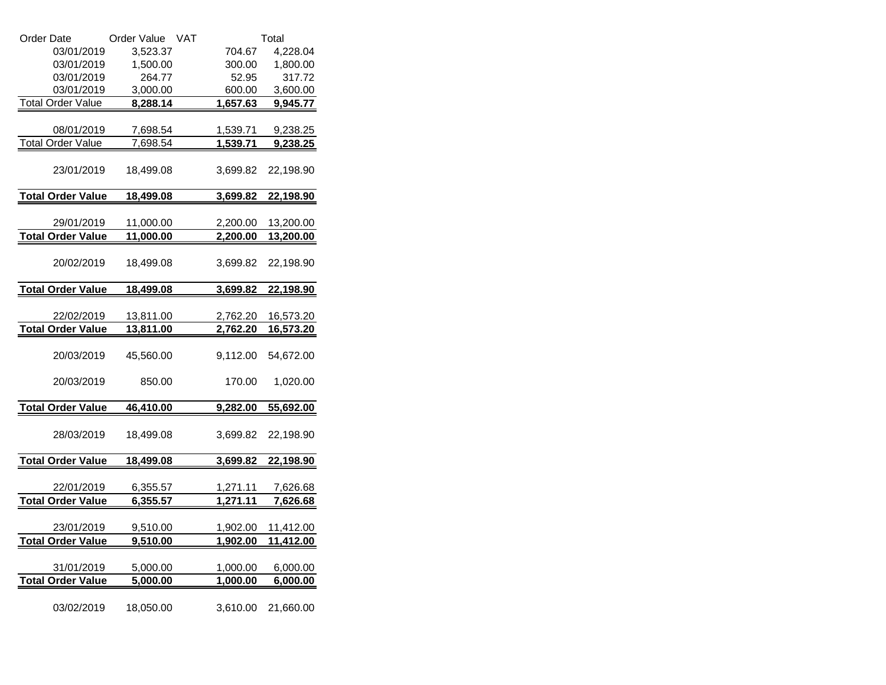| Order Date | Order Value | VAT | Total |
|---|---|---|---|
| 03/01/2019 | 3,523.37 | 704.67 | 4,228.04 |
| 03/01/2019 | 1,500.00 | 300.00 | 1,800.00 |
| 03/01/2019 | 264.77 | 52.95 | 317.72 |
| 03/01/2019 | 3,000.00 | 600.00 | 3,600.00 |
| Total Order Value | **8,288.14** | **1,657.63** | **9,945.77** |
| | | | |
| 08/01/2019 | 7,698.54 | 1,539.71 | 9,238.25 |
| Total Order Value | 7,698.54 | **1,539.71** | **9,238.25** |
| | | | |
| 23/01/2019 | 18,499.08 | 3,699.82 | 22,198.90 |
| **Total Order Value** | **18,499.08** | **3,699.82** | **22,198.90** |
| | | | |
| 29/01/2019 | 11,000.00 | 2,200.00 | 13,200.00 |
| **Total Order Value** | **11,000.00** | **2,200.00** | **13,200.00** |
| | | | |
| 20/02/2019 | 18,499.08 | 3,699.82 | 22,198.90 |
| **Total Order Value** | **18,499.08** | **3,699.82** | **22,198.90** |
| | | | |
| 22/02/2019 | 13,811.00 | 2,762.20 | 16,573.20 |
| **Total Order Value** | **13,811.00** | **2,762.20** | **16,573.20** |
| | | | |
| 20/03/2019 | 45,560.00 | 9,112.00 | 54,672.00 |
| 20/03/2019 | 850.00 | 170.00 | 1,020.00 |
| **Total Order Value** | **46,410.00** | **9,282.00** | **55,692.00** |
| | | | |
| 28/03/2019 | 18,499.08 | 3,699.82 | 22,198.90 |
| **Total Order Value** | **18,499.08** | **3,699.82** | **22,198.90** |
| | | | |
| 22/01/2019 | 6,355.57 | 1,271.11 | 7,626.68 |
| **Total Order Value** | **6,355.57** | **1,271.11** | **7,626.68** |
| | | | |
| 23/01/2019 | 9,510.00 | 1,902.00 | 11,412.00 |
| **Total Order Value** | **9,510.00** | **1,902.00** | **11,412.00** |
| | | | |
| 31/01/2019 | 5,000.00 | 1,000.00 | 6,000.00 |
| **Total Order Value** | **5,000.00** | **1,000.00** | **6,000.00** |
| | | | |
| 03/02/2019 | 18,050.00 | 3,610.00 | 21,660.00 |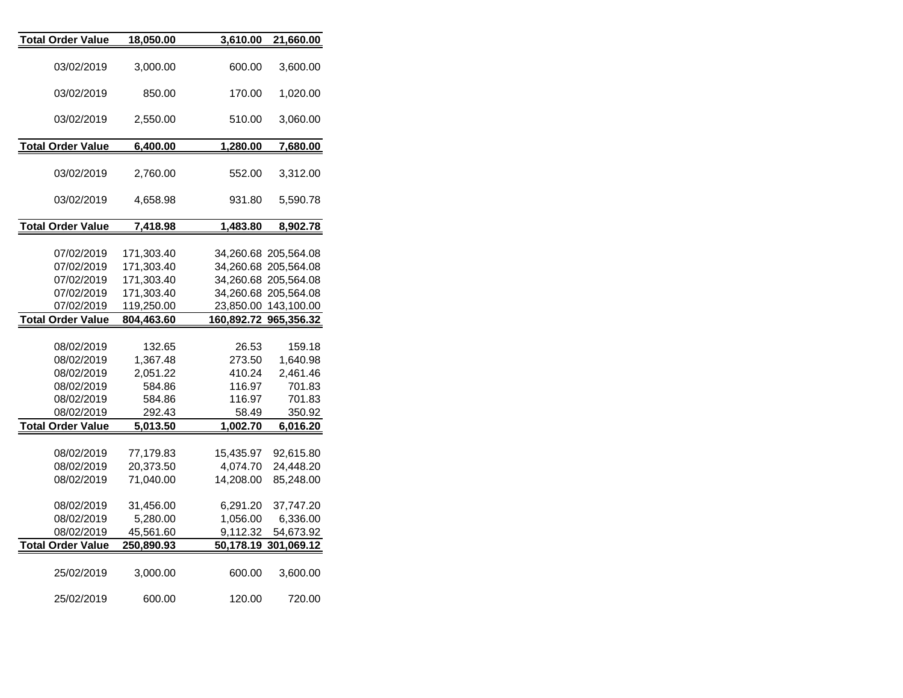| | | | |
|---|---|---|---|
| **Total Order Value** | **18,050.00** | **3,610.00** | **21,660.00** |
| 03/02/2019 | 3,000.00 | 600.00 | 3,600.00 |
| 03/02/2019 | 850.00 | 170.00 | 1,020.00 |
| 03/02/2019 | 2,550.00 | 510.00 | 3,060.00 |
| **Total Order Value** | **6,400.00** | **1,280.00** | **7,680.00** |
| 03/02/2019 | 2,760.00 | 552.00 | 3,312.00 |
| 03/02/2019 | 4,658.98 | 931.80 | 5,590.78 |
| **Total Order Value** | **7,418.98** | **1,483.80** | **8,902.78** |
| 07/02/2019 | 171,303.40 | 34,260.68 | 205,564.08 |
| 07/02/2019 | 171,303.40 | 34,260.68 | 205,564.08 |
| 07/02/2019 | 171,303.40 | 34,260.68 | 205,564.08 |
| 07/02/2019 | 171,303.40 | 34,260.68 | 205,564.08 |
| 07/02/2019 | 119,250.00 | 23,850.00 | 143,100.00 |
| **Total Order Value** | **804,463.60** | **160,892.72** | **965,356.32** |
| 08/02/2019 | 132.65 | 26.53 | 159.18 |
| 08/02/2019 | 1,367.48 | 273.50 | 1,640.98 |
| 08/02/2019 | 2,051.22 | 410.24 | 2,461.46 |
| 08/02/2019 | 584.86 | 116.97 | 701.83 |
| 08/02/2019 | 584.86 | 116.97 | 701.83 |
| 08/02/2019 | 292.43 | 58.49 | 350.92 |
| **Total Order Value** | **5,013.50** | **1,002.70** | **6,016.20** |
| 08/02/2019 | 77,179.83 | 15,435.97 | 92,615.80 |
| 08/02/2019 | 20,373.50 | 4,074.70 | 24,448.20 |
| 08/02/2019 | 71,040.00 | 14,208.00 | 85,248.00 |
| 08/02/2019 | 31,456.00 | 6,291.20 | 37,747.20 |
| 08/02/2019 | 5,280.00 | 1,056.00 | 6,336.00 |
| 08/02/2019 | 45,561.60 | 9,112.32 | 54,673.92 |
| **Total Order Value** | **250,890.93** | **50,178.19** | **301,069.12** |
| 25/02/2019 | 3,000.00 | 600.00 | 3,600.00 |
| 25/02/2019 | 600.00 | 120.00 | 720.00 |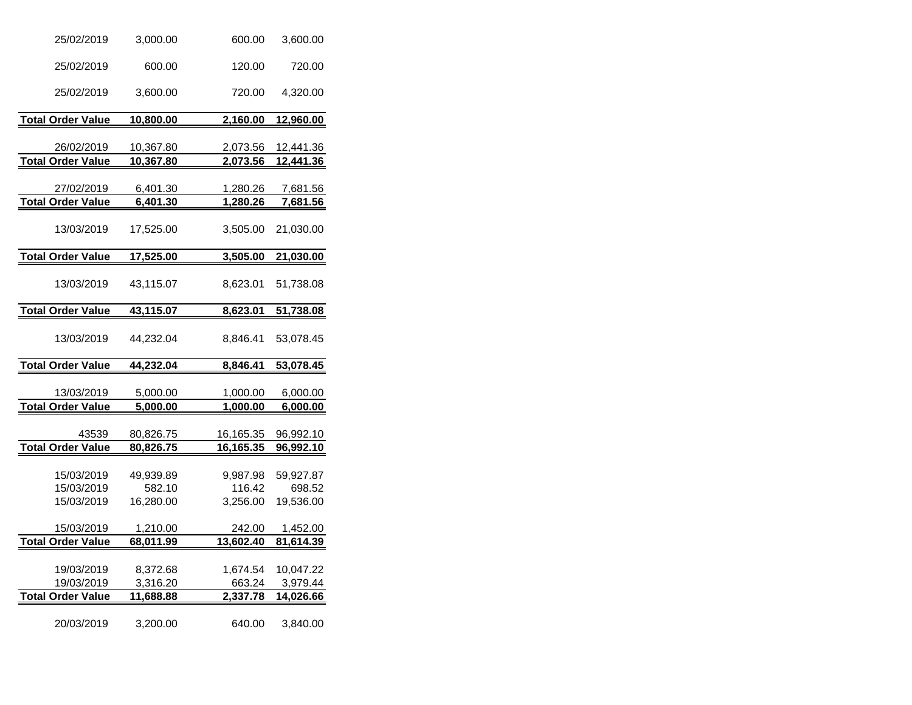| | | | |
|---|---|---|---|
| 25/02/2019 | 3,000.00 | 600.00 | 3,600.00 |
| 25/02/2019 | 600.00 | 120.00 | 720.00 |
| 25/02/2019 | 3,600.00 | 720.00 | 4,320.00 |
| **Total Order Value** | **10,800.00** | **2,160.00** | **12,960.00** |
| 26/02/2019 | 10,367.80 | 2,073.56 | 12,441.36 |
| **Total Order Value** | **10,367.80** | **2,073.56** | **12,441.36** |
| 27/02/2019 | 6,401.30 | 1,280.26 | 7,681.56 |
| **Total Order Value** | **6,401.30** | **1,280.26** | **7,681.56** |
| 13/03/2019 | 17,525.00 | 3,505.00 | 21,030.00 |
| **Total Order Value** | **17,525.00** | **3,505.00** | **21,030.00** |
| 13/03/2019 | 43,115.07 | 8,623.01 | 51,738.08 |
| **Total Order Value** | **43,115.07** | **8,623.01** | **51,738.08** |
| 13/03/2019 | 44,232.04 | 8,846.41 | 53,078.45 |
| **Total Order Value** | **44,232.04** | **8,846.41** | **53,078.45** |
| 13/03/2019 | 5,000.00 | 1,000.00 | 6,000.00 |
| **Total Order Value** | **5,000.00** | **1,000.00** | **6,000.00** |
| 43539 | 80,826.75 | 16,165.35 | 96,992.10 |
| **Total Order Value** | **80,826.75** | **16,165.35** | **96,992.10** |
| 15/03/2019 | 49,939.89 | 9,987.98 | 59,927.87 |
| 15/03/2019 | 582.10 | 116.42 | 698.52 |
| 15/03/2019 | 16,280.00 | 3,256.00 | 19,536.00 |
| 15/03/2019 | 1,210.00 | 242.00 | 1,452.00 |
| **Total Order Value** | **68,011.99** | **13,602.40** | **81,614.39** |
| 19/03/2019 | 8,372.68 | 1,674.54 | 10,047.22 |
| 19/03/2019 | 3,316.20 | 663.24 | 3,979.44 |
| **Total Order Value** | **11,688.88** | **2,337.78** | **14,026.66** |
| 20/03/2019 | 3,200.00 | 640.00 | 3,840.00 |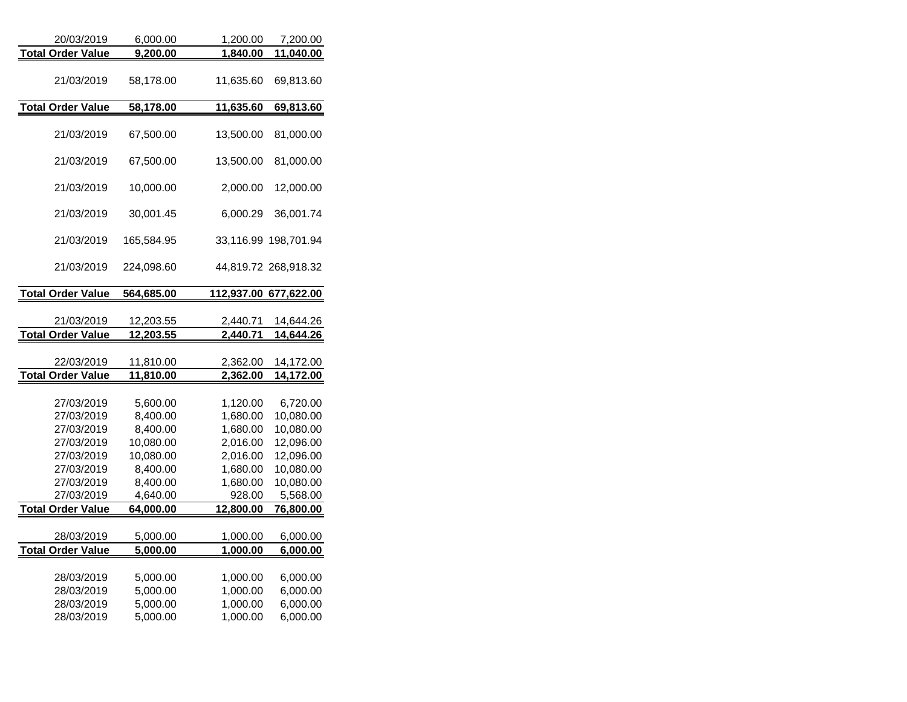| | | | |
|---|---|---|---|
| 20/03/2019 | 6,000.00 | 1,200.00 | 7,200.00 |
| **Total Order Value** | **9,200.00** | **1,840.00** | **11,040.00** |
| 21/03/2019 | 58,178.00 | 11,635.60 | 69,813.60 |
| **Total Order Value** | **58,178.00** | **11,635.60** | **69,813.60** |
| 21/03/2019 | 67,500.00 | 13,500.00 | 81,000.00 |
| 21/03/2019 | 67,500.00 | 13,500.00 | 81,000.00 |
| 21/03/2019 | 10,000.00 | 2,000.00 | 12,000.00 |
| 21/03/2019 | 30,001.45 | 6,000.29 | 36,001.74 |
| 21/03/2019 | 165,584.95 | 33,116.99 | 198,701.94 |
| 21/03/2019 | 224,098.60 | 44,819.72 | 268,918.32 |
| **Total Order Value** | **564,685.00** | **112,937.00** | **677,622.00** |
| 21/03/2019 | 12,203.55 | 2,440.71 | 14,644.26 |
| **Total Order Value** | **12,203.55** | **2,440.71** | **14,644.26** |
| 22/03/2019 | 11,810.00 | 2,362.00 | 14,172.00 |
| **Total Order Value** | **11,810.00** | **2,362.00** | **14,172.00** |
| 27/03/2019 | 5,600.00 | 1,120.00 | 6,720.00 |
| 27/03/2019 | 8,400.00 | 1,680.00 | 10,080.00 |
| 27/03/2019 | 8,400.00 | 1,680.00 | 10,080.00 |
| 27/03/2019 | 10,080.00 | 2,016.00 | 12,096.00 |
| 27/03/2019 | 10,080.00 | 2,016.00 | 12,096.00 |
| 27/03/2019 | 8,400.00 | 1,680.00 | 10,080.00 |
| 27/03/2019 | 8,400.00 | 1,680.00 | 10,080.00 |
| 27/03/2019 | 4,640.00 | 928.00 | 5,568.00 |
| **Total Order Value** | **64,000.00** | **12,800.00** | **76,800.00** |
| 28/03/2019 | 5,000.00 | 1,000.00 | 6,000.00 |
| **Total Order Value** | **5,000.00** | **1,000.00** | **6,000.00** |
| 28/03/2019 | 5,000.00 | 1,000.00 | 6,000.00 |
| 28/03/2019 | 5,000.00 | 1,000.00 | 6,000.00 |
| 28/03/2019 | 5,000.00 | 1,000.00 | 6,000.00 |
| 28/03/2019 | 5,000.00 | 1,000.00 | 6,000.00 |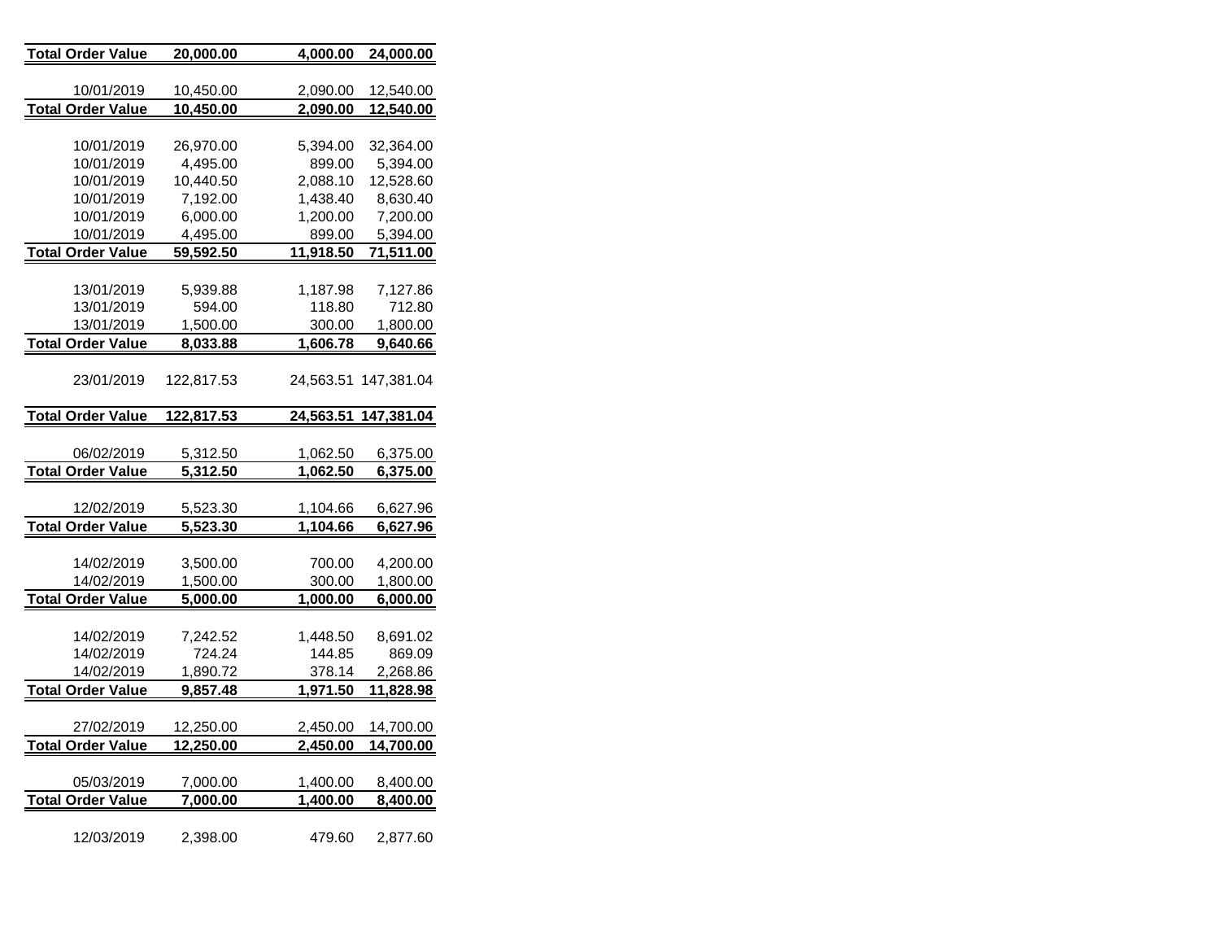| | | | |
|---|---|---|---|
| **Total Order Value** | **20,000.00** | **4,000.00** | **24,000.00** |
| | | | |
| 10/01/2019 | 10,450.00 | 2,090.00 | 12,540.00 |
| **Total Order Value** | **10,450.00** | **2,090.00** | **12,540.00** |
| | | | |
| 10/01/2019 | 26,970.00 | 5,394.00 | 32,364.00 |
| 10/01/2019 | 4,495.00 | 899.00 | 5,394.00 |
| 10/01/2019 | 10,440.50 | 2,088.10 | 12,528.60 |
| 10/01/2019 | 7,192.00 | 1,438.40 | 8,630.40 |
| 10/01/2019 | 6,000.00 | 1,200.00 | 7,200.00 |
| 10/01/2019 | 4,495.00 | 899.00 | 5,394.00 |
| **Total Order Value** | **59,592.50** | **11,918.50** | **71,511.00** |
| | | | |
| 13/01/2019 | 5,939.88 | 1,187.98 | 7,127.86 |
| 13/01/2019 | 594.00 | 118.80 | 712.80 |
| 13/01/2019 | 1,500.00 | 300.00 | 1,800.00 |
| **Total Order Value** | **8,033.88** | **1,606.78** | **9,640.66** |
| | | | |
| 23/01/2019 | 122,817.53 | 24,563.51 | 147,381.04 |
| **Total Order Value** | **122,817.53** | **24,563.51** | **147,381.04** |
| | | | |
| 06/02/2019 | 5,312.50 | 1,062.50 | 6,375.00 |
| **Total Order Value** | **5,312.50** | **1,062.50** | **6,375.00** |
| | | | |
| 12/02/2019 | 5,523.30 | 1,104.66 | 6,627.96 |
| **Total Order Value** | **5,523.30** | **1,104.66** | **6,627.96** |
| | | | |
| 14/02/2019 | 3,500.00 | 700.00 | 4,200.00 |
| 14/02/2019 | 1,500.00 | 300.00 | 1,800.00 |
| **Total Order Value** | **5,000.00** | **1,000.00** | **6,000.00** |
| | | | |
| 14/02/2019 | 7,242.52 | 1,448.50 | 8,691.02 |
| 14/02/2019 | 724.24 | 144.85 | 869.09 |
| 14/02/2019 | 1,890.72 | 378.14 | 2,268.86 |
| **Total Order Value** | **9,857.48** | **1,971.50** | **11,828.98** |
| | | | |
| 27/02/2019 | 12,250.00 | 2,450.00 | 14,700.00 |
| **Total Order Value** | **12,250.00** | **2,450.00** | **14,700.00** |
| | | | |
| 05/03/2019 | 7,000.00 | 1,400.00 | 8,400.00 |
| **Total Order Value** | **7,000.00** | **1,400.00** | **8,400.00** |
| | | | |
| 12/03/2019 | 2,398.00 | 479.60 | 2,877.60 |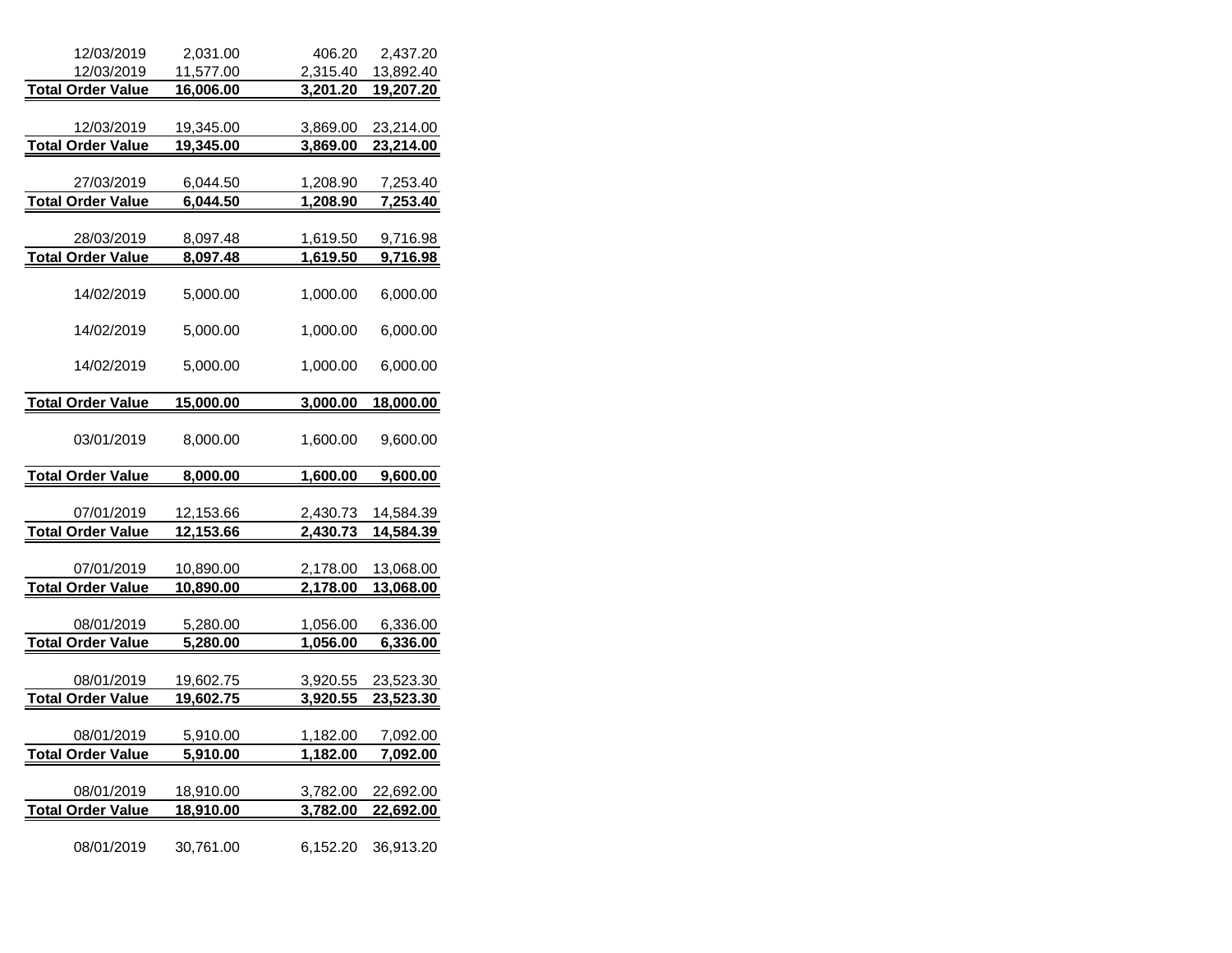| | | | |
|---|---|---|---|
| 12/03/2019 | 2,031.00 | 406.20 | 2,437.20 |
| 12/03/2019 | 11,577.00 | 2,315.40 | 13,892.40 |
| **Total Order Value** | **16,006.00** | **3,201.20** | **19,207.20** |
| 12/03/2019 | 19,345.00 | 3,869.00 | 23,214.00 |
| **Total Order Value** | **19,345.00** | **3,869.00** | **23,214.00** |
| 27/03/2019 | 6,044.50 | 1,208.90 | 7,253.40 |
| **Total Order Value** | **6,044.50** | **1,208.90** | **7,253.40** |
| 28/03/2019 | 8,097.48 | 1,619.50 | 9,716.98 |
| **Total Order Value** | **8,097.48** | **1,619.50** | **9,716.98** |
| 14/02/2019 | 5,000.00 | 1,000.00 | 6,000.00 |
| 14/02/2019 | 5,000.00 | 1,000.00 | 6,000.00 |
| 14/02/2019 | 5,000.00 | 1,000.00 | 6,000.00 |
| **Total Order Value** | **15,000.00** | **3,000.00** | **18,000.00** |
| 03/01/2019 | 8,000.00 | 1,600.00 | 9,600.00 |
| **Total Order Value** | **8,000.00** | **1,600.00** | **9,600.00** |
| 07/01/2019 | 12,153.66 | 2,430.73 | 14,584.39 |
| **Total Order Value** | **12,153.66** | **2,430.73** | **14,584.39** |
| 07/01/2019 | 10,890.00 | 2,178.00 | 13,068.00 |
| **Total Order Value** | **10,890.00** | **2,178.00** | **13,068.00** |
| 08/01/2019 | 5,280.00 | 1,056.00 | 6,336.00 |
| **Total Order Value** | **5,280.00** | **1,056.00** | **6,336.00** |
| 08/01/2019 | 19,602.75 | 3,920.55 | 23,523.30 |
| **Total Order Value** | **19,602.75** | **3,920.55** | **23,523.30** |
| 08/01/2019 | 5,910.00 | 1,182.00 | 7,092.00 |
| **Total Order Value** | **5,910.00** | **1,182.00** | **7,092.00** |
| 08/01/2019 | 18,910.00 | 3,782.00 | 22,692.00 |
| **Total Order Value** | **18,910.00** | **3,782.00** | **22,692.00** |
| 08/01/2019 | 30,761.00 | 6,152.20 | 36,913.20 |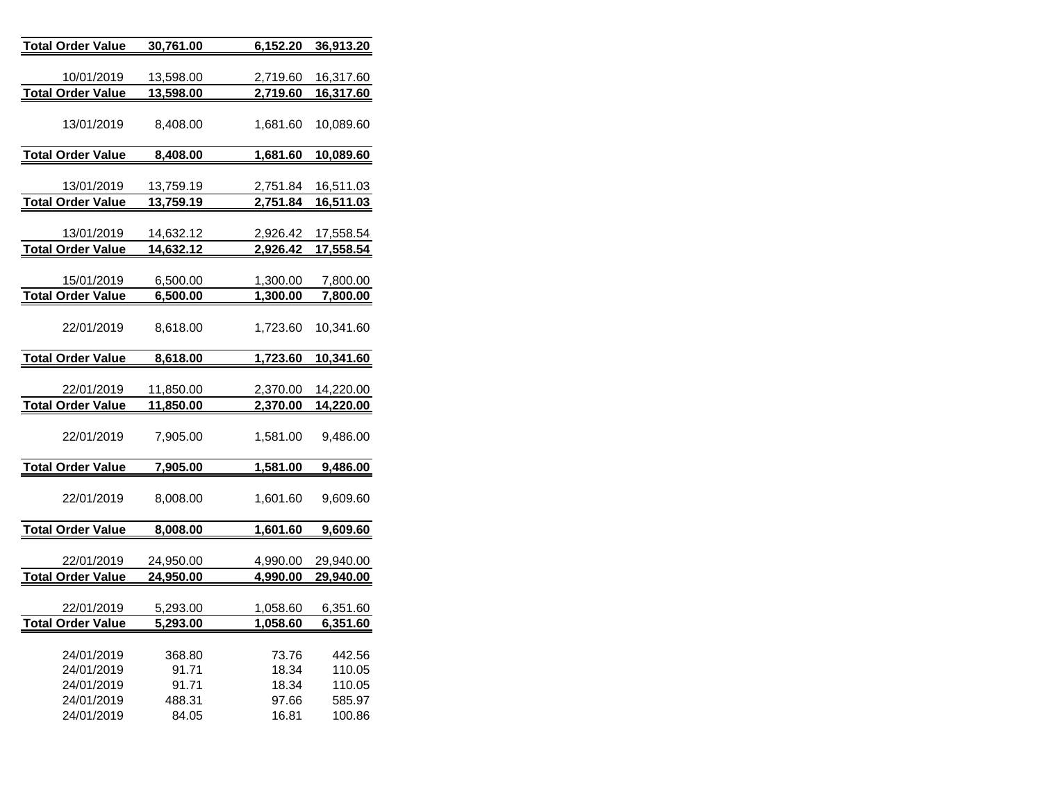| | | | |
|---|---|---|---|
| **Total Order Value** | **30,761.00** | **6,152.20** | **36,913.20** |
| 10/01/2019 | 13,598.00 | 2,719.60 | 16,317.60 |
| **Total Order Value** | **13,598.00** | **2,719.60** | **16,317.60** |
| 13/01/2019 | 8,408.00 | 1,681.60 | 10,089.60 |
| **Total Order Value** | **8,408.00** | **1,681.60** | **10,089.60** |
| 13/01/2019 | 13,759.19 | 2,751.84 | 16,511.03 |
| **Total Order Value** | **13,759.19** | **2,751.84** | **16,511.03** |
| 13/01/2019 | 14,632.12 | 2,926.42 | 17,558.54 |
| **Total Order Value** | **14,632.12** | **2,926.42** | **17,558.54** |
| 15/01/2019 | 6,500.00 | 1,300.00 | 7,800.00 |
| **Total Order Value** | **6,500.00** | **1,300.00** | **7,800.00** |
| 22/01/2019 | 8,618.00 | 1,723.60 | 10,341.60 |
| **Total Order Value** | **8,618.00** | **1,723.60** | **10,341.60** |
| 22/01/2019 | 11,850.00 | 2,370.00 | 14,220.00 |
| **Total Order Value** | **11,850.00** | **2,370.00** | **14,220.00** |
| 22/01/2019 | 7,905.00 | 1,581.00 | 9,486.00 |
| **Total Order Value** | **7,905.00** | **1,581.00** | **9,486.00** |
| 22/01/2019 | 8,008.00 | 1,601.60 | 9,609.60 |
| **Total Order Value** | **8,008.00** | **1,601.60** | **9,609.60** |
| 22/01/2019 | 24,950.00 | 4,990.00 | 29,940.00 |
| **Total Order Value** | **24,950.00** | **4,990.00** | **29,940.00** |
| 22/01/2019 | 5,293.00 | 1,058.60 | 6,351.60 |
| **Total Order Value** | **5,293.00** | **1,058.60** | **6,351.60** |
| 24/01/2019 | 368.80 | 73.76 | 442.56 |
| 24/01/2019 | 91.71 | 18.34 | 110.05 |
| 24/01/2019 | 91.71 | 18.34 | 110.05 |
| 24/01/2019 | 488.31 | 97.66 | 585.97 |
| 24/01/2019 | 84.05 | 16.81 | 100.86 |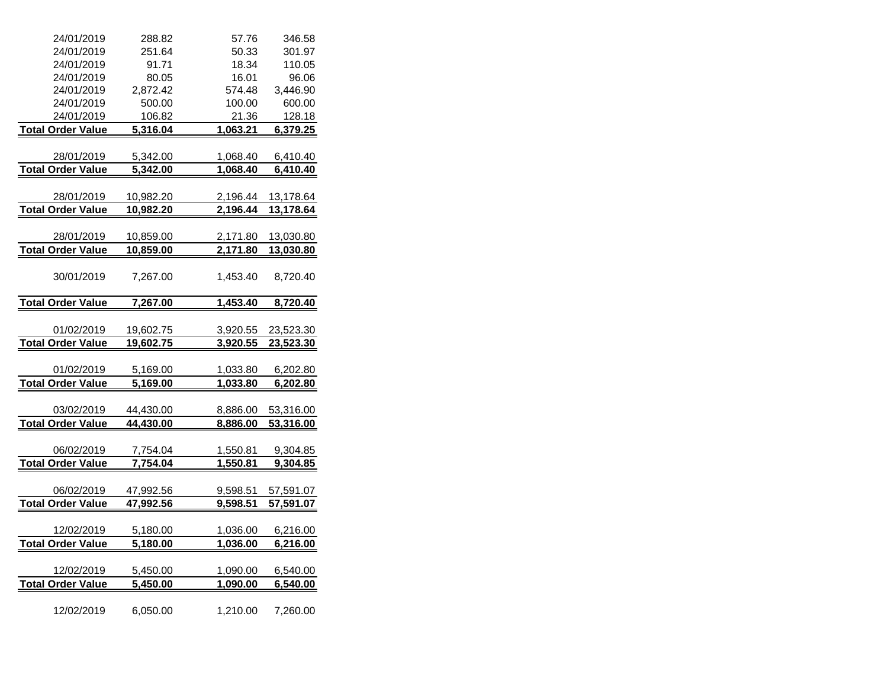| | | | |
|---|---|---|---|
| 24/01/2019 | 288.82 | 57.76 | 346.58 |
| 24/01/2019 | 251.64 | 50.33 | 301.97 |
| 24/01/2019 | 91.71 | 18.34 | 110.05 |
| 24/01/2019 | 80.05 | 16.01 | 96.06 |
| 24/01/2019 | 2,872.42 | 574.48 | 3,446.90 |
| 24/01/2019 | 500.00 | 100.00 | 600.00 |
| 24/01/2019 | 106.82 | 21.36 | 128.18 |
| **Total Order Value** | **5,316.04** | **1,063.21** | **6,379.25** |
| | | | |
| 28/01/2019 | 5,342.00 | 1,068.40 | 6,410.40 |
| **Total Order Value** | **5,342.00** | **1,068.40** | **6,410.40** |
| | | | |
| 28/01/2019 | 10,982.20 | 2,196.44 | 13,178.64 |
| **Total Order Value** | **10,982.20** | **2,196.44** | **13,178.64** |
| | | | |
| 28/01/2019 | 10,859.00 | 2,171.80 | 13,030.80 |
| **Total Order Value** | **10,859.00** | **2,171.80** | **13,030.80** |
| | | | |
| 30/01/2019 | 7,267.00 | 1,453.40 | 8,720.40 |
| **Total Order Value** | **7,267.00** | **1,453.40** | **8,720.40** |
| | | | |
| 01/02/2019 | 19,602.75 | 3,920.55 | 23,523.30 |
| **Total Order Value** | **19,602.75** | **3,920.55** | **23,523.30** |
| | | | |
| 01/02/2019 | 5,169.00 | 1,033.80 | 6,202.80 |
| **Total Order Value** | **5,169.00** | **1,033.80** | **6,202.80** |
| | | | |
| 03/02/2019 | 44,430.00 | 8,886.00 | 53,316.00 |
| **Total Order Value** | **44,430.00** | **8,886.00** | **53,316.00** |
| | | | |
| 06/02/2019 | 7,754.04 | 1,550.81 | 9,304.85 |
| **Total Order Value** | **7,754.04** | **1,550.81** | **9,304.85** |
| | | | |
| 06/02/2019 | 47,992.56 | 9,598.51 | 57,591.07 |
| **Total Order Value** | **47,992.56** | **9,598.51** | **57,591.07** |
| | | | |
| 12/02/2019 | 5,180.00 | 1,036.00 | 6,216.00 |
| **Total Order Value** | **5,180.00** | **1,036.00** | **6,216.00** |
| | | | |
| 12/02/2019 | 5,450.00 | 1,090.00 | 6,540.00 |
| **Total Order Value** | **5,450.00** | **1,090.00** | **6,540.00** |
| | | | |
| 12/02/2019 | 6,050.00 | 1,210.00 | 7,260.00 |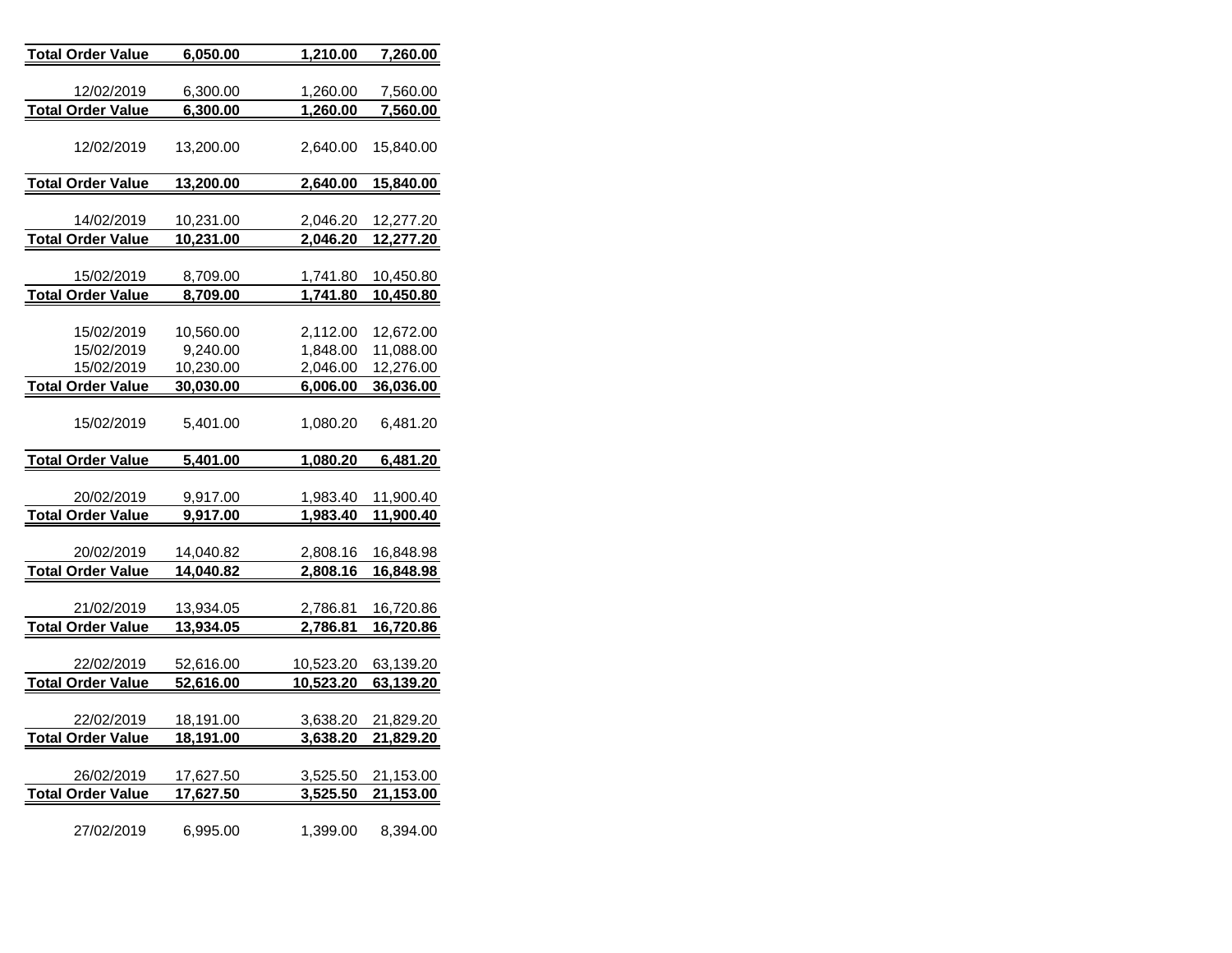| | | | |
|---|---|---|---|
| **Total Order Value** | **6,050.00** | **1,210.00** | **7,260.00** |
| 12/02/2019 | 6,300.00 | 1,260.00 | 7,560.00 |
| **Total Order Value** | **6,300.00** | **1,260.00** | **7,560.00** |
| 12/02/2019 | 13,200.00 | 2,640.00 | 15,840.00 |
| **Total Order Value** | **13,200.00** | **2,640.00** | **15,840.00** |
| 14/02/2019 | 10,231.00 | 2,046.20 | 12,277.20 |
| **Total Order Value** | **10,231.00** | **2,046.20** | **12,277.20** |
| 15/02/2019 | 8,709.00 | 1,741.80 | 10,450.80 |
| **Total Order Value** | **8,709.00** | **1,741.80** | **10,450.80** |
| 15/02/2019 | 10,560.00 | 2,112.00 | 12,672.00 |
| 15/02/2019 | 9,240.00 | 1,848.00 | 11,088.00 |
| 15/02/2019 | 10,230.00 | 2,046.00 | 12,276.00 |
| **Total Order Value** | **30,030.00** | **6,006.00** | **36,036.00** |
| 15/02/2019 | 5,401.00 | 1,080.20 | 6,481.20 |
| **Total Order Value** | **5,401.00** | **1,080.20** | **6,481.20** |
| 20/02/2019 | 9,917.00 | 1,983.40 | 11,900.40 |
| **Total Order Value** | **9,917.00** | **1,983.40** | **11,900.40** |
| 20/02/2019 | 14,040.82 | 2,808.16 | 16,848.98 |
| **Total Order Value** | **14,040.82** | **2,808.16** | **16,848.98** |
| 21/02/2019 | 13,934.05 | 2,786.81 | 16,720.86 |
| **Total Order Value** | **13,934.05** | **2,786.81** | **16,720.86** |
| 22/02/2019 | 52,616.00 | 10,523.20 | 63,139.20 |
| **Total Order Value** | **52,616.00** | **10,523.20** | **63,139.20** |
| 22/02/2019 | 18,191.00 | 3,638.20 | 21,829.20 |
| **Total Order Value** | **18,191.00** | **3,638.20** | **21,829.20** |
| 26/02/2019 | 17,627.50 | 3,525.50 | 21,153.00 |
| **Total Order Value** | **17,627.50** | **3,525.50** | **21,153.00** |
| 27/02/2019 | 6,995.00 | 1,399.00 | 8,394.00 |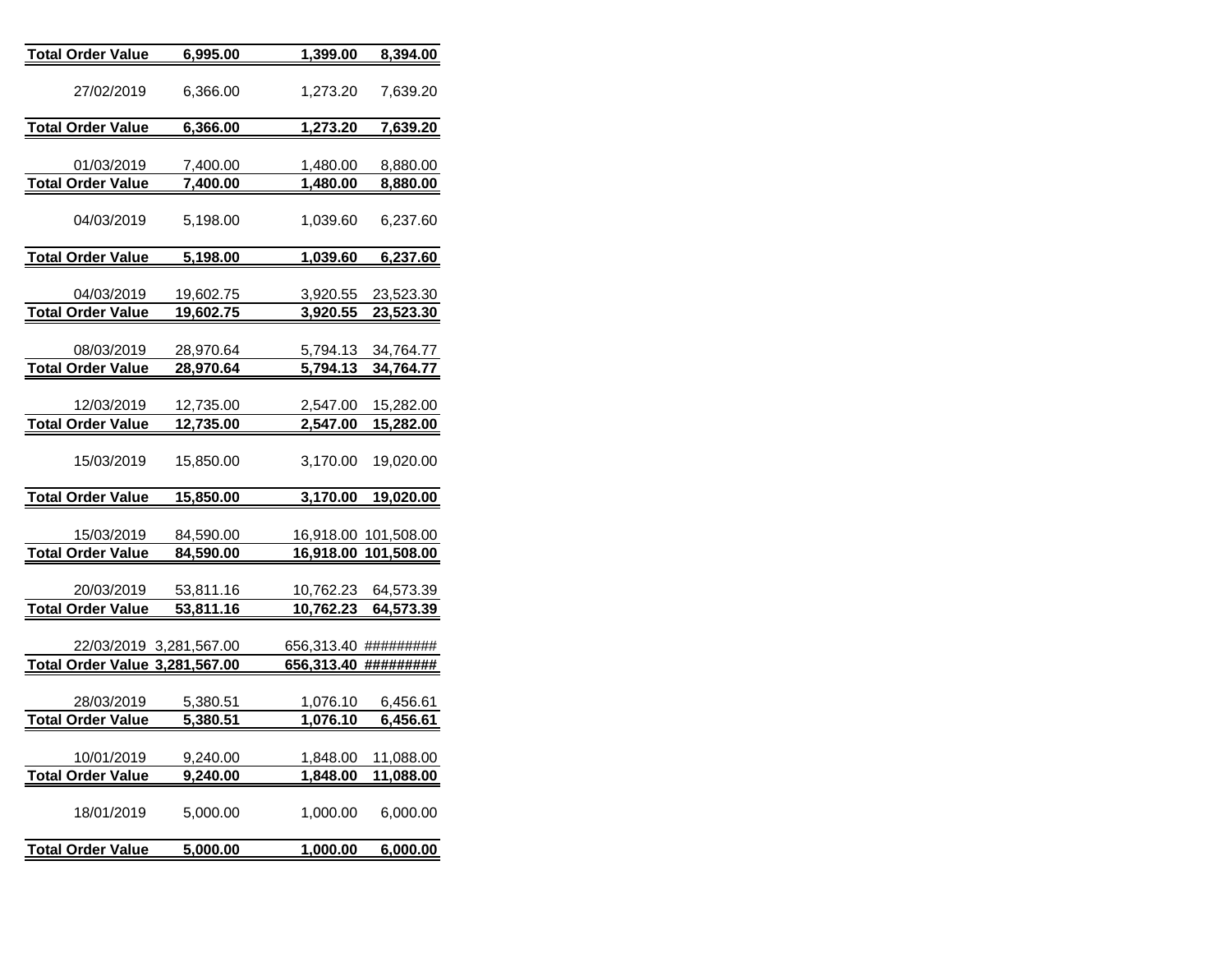| | | | |
|---|---|---|---|
| **Total Order Value** | **6,995.00** | **1,399.00** | **8,394.00** |
| 27/02/2019 | 6,366.00 | 1,273.20 | 7,639.20 |
| **Total Order Value** | **6,366.00** | **1,273.20** | **7,639.20** |
| 01/03/2019 | 7,400.00 | 1,480.00 | 8,880.00 |
| **Total Order Value** | **7,400.00** | **1,480.00** | **8,880.00** |
| 04/03/2019 | 5,198.00 | 1,039.60 | 6,237.60 |
| **Total Order Value** | **5,198.00** | **1,039.60** | **6,237.60** |
| 04/03/2019 | 19,602.75 | 3,920.55 | 23,523.30 |
| **Total Order Value** | **19,602.75** | **3,920.55** | **23,523.30** |
| 08/03/2019 | 28,970.64 | 5,794.13 | 34,764.77 |
| **Total Order Value** | **28,970.64** | **5,794.13** | **34,764.77** |
| 12/03/2019 | 12,735.00 | 2,547.00 | 15,282.00 |
| **Total Order Value** | **12,735.00** | **2,547.00** | **15,282.00** |
| 15/03/2019 | 15,850.00 | 3,170.00 | 19,020.00 |
| **Total Order Value** | **15,850.00** | **3,170.00** | **19,020.00** |
| 15/03/2019 | 84,590.00 | 16,918.00 | 101,508.00 |
| **Total Order Value** | **84,590.00** | **16,918.00** | **101,508.00** |
| 20/03/2019 | 53,811.16 | 10,762.23 | 64,573.39 |
| **Total Order Value** | **53,811.16** | **10,762.23** | **64,573.39** |
| 22/03/2019 | 3,281,567.00 | 656,313.40 | ######### |
| **Total Order Value** | **3,281,567.00** | **656,313.40** | **#########** |
| 28/03/2019 | 5,380.51 | 1,076.10 | 6,456.61 |
| **Total Order Value** | **5,380.51** | **1,076.10** | **6,456.61** |
| 10/01/2019 | 9,240.00 | 1,848.00 | 11,088.00 |
| **Total Order Value** | **9,240.00** | **1,848.00** | **11,088.00** |
| 18/01/2019 | 5,000.00 | 1,000.00 | 6,000.00 |
| **Total Order Value** | **5,000.00** | **1,000.00** | **6,000.00** |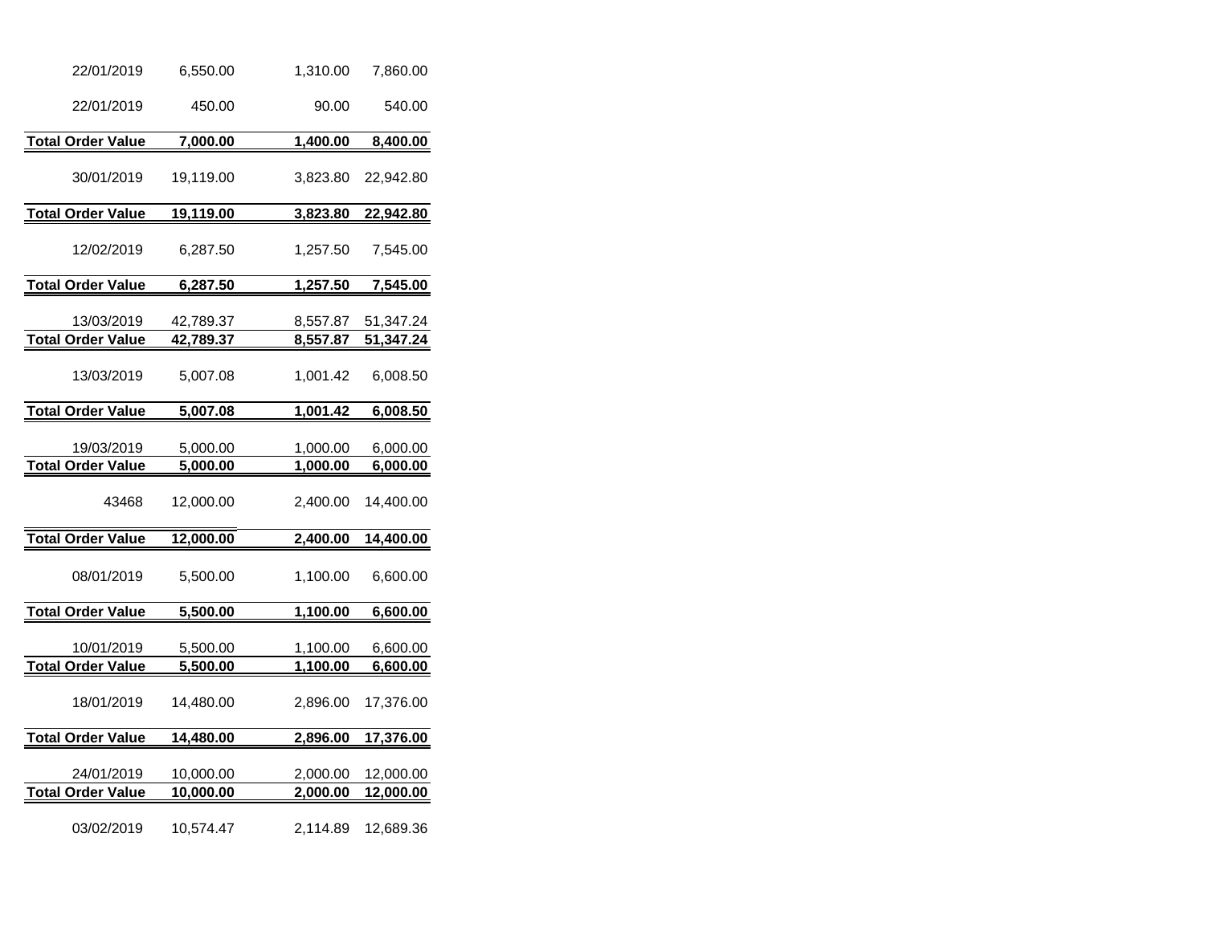| | | | |
|---|---|---|---|
| 22/01/2019 | 6,550.00 | 1,310.00 | 7,860.00 |
| 22/01/2019 | 450.00 | 90.00 | 540.00 |
| **Total Order Value** | **7,000.00** | **1,400.00** | **8,400.00** |
| 30/01/2019 | 19,119.00 | 3,823.80 | 22,942.80 |
| **Total Order Value** | **19,119.00** | **3,823.80** | **22,942.80** |
| 12/02/2019 | 6,287.50 | 1,257.50 | 7,545.00 |
| **Total Order Value** | **6,287.50** | **1,257.50** | **7,545.00** |
| 13/03/2019 | 42,789.37 | 8,557.87 | 51,347.24 |
| **Total Order Value** | **42,789.37** | **8,557.87** | **51,347.24** |
| 13/03/2019 | 5,007.08 | 1,001.42 | 6,008.50 |
| **Total Order Value** | **5,007.08** | **1,001.42** | **6,008.50** |
| 19/03/2019 | 5,000.00 | 1,000.00 | 6,000.00 |
| **Total Order Value** | **5,000.00** | **1,000.00** | **6,000.00** |
| 43468 | 12,000.00 | 2,400.00 | 14,400.00 |
| **Total Order Value** | **12,000.00** | **2,400.00** | **14,400.00** |
| 08/01/2019 | 5,500.00 | 1,100.00 | 6,600.00 |
| **Total Order Value** | **5,500.00** | **1,100.00** | **6,600.00** |
| 10/01/2019 | 5,500.00 | 1,100.00 | 6,600.00 |
| **Total Order Value** | **5,500.00** | **1,100.00** | **6,600.00** |
| 18/01/2019 | 14,480.00 | 2,896.00 | 17,376.00 |
| **Total Order Value** | **14,480.00** | **2,896.00** | **17,376.00** |
| 24/01/2019 | 10,000.00 | 2,000.00 | 12,000.00 |
| **Total Order Value** | **10,000.00** | **2,000.00** | **12,000.00** |
| 03/02/2019 | 10,574.47 | 2,114.89 | 12,689.36 |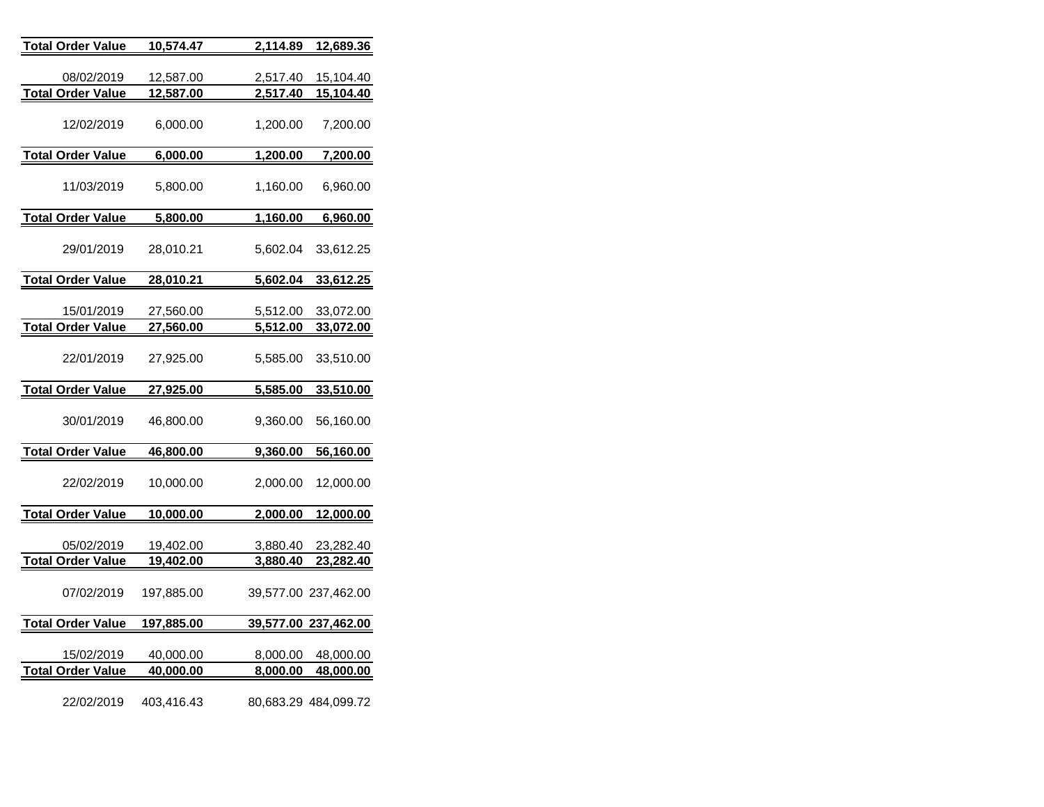| | | | |
|---|---|---|---|
| **Total Order Value** | **10,574.47** | **2,114.89** | **12,689.36** |
| 08/02/2019 | 12,587.00 | 2,517.40 | 15,104.40 |
| **Total Order Value** | **12,587.00** | **2,517.40** | **15,104.40** |
| 12/02/2019 | 6,000.00 | 1,200.00 | 7,200.00 |
| **Total Order Value** | **6,000.00** | **1,200.00** | **7,200.00** |
| 11/03/2019 | 5,800.00 | 1,160.00 | 6,960.00 |
| **Total Order Value** | **5,800.00** | **1,160.00** | **6,960.00** |
| 29/01/2019 | 28,010.21 | 5,602.04 | 33,612.25 |
| **Total Order Value** | **28,010.21** | **5,602.04** | **33,612.25** |
| 15/01/2019 | 27,560.00 | 5,512.00 | 33,072.00 |
| **Total Order Value** | **27,560.00** | **5,512.00** | **33,072.00** |
| 22/01/2019 | 27,925.00 | 5,585.00 | 33,510.00 |
| **Total Order Value** | **27,925.00** | **5,585.00** | **33,510.00** |
| 30/01/2019 | 46,800.00 | 9,360.00 | 56,160.00 |
| **Total Order Value** | **46,800.00** | **9,360.00** | **56,160.00** |
| 22/02/2019 | 10,000.00 | 2,000.00 | 12,000.00 |
| **Total Order Value** | **10,000.00** | **2,000.00** | **12,000.00** |
| 05/02/2019 | 19,402.00 | 3,880.40 | 23,282.40 |
| **Total Order Value** | **19,402.00** | **3,880.40** | **23,282.40** |
| 07/02/2019 | 197,885.00 | 39,577.00 | 237,462.00 |
| **Total Order Value** | **197,885.00** | **39,577.00** | **237,462.00** |
| 15/02/2019 | 40,000.00 | 8,000.00 | 48,000.00 |
| **Total Order Value** | **40,000.00** | **8,000.00** | **48,000.00** |
| 22/02/2019 | 403,416.43 | 80,683.29 | 484,099.72 |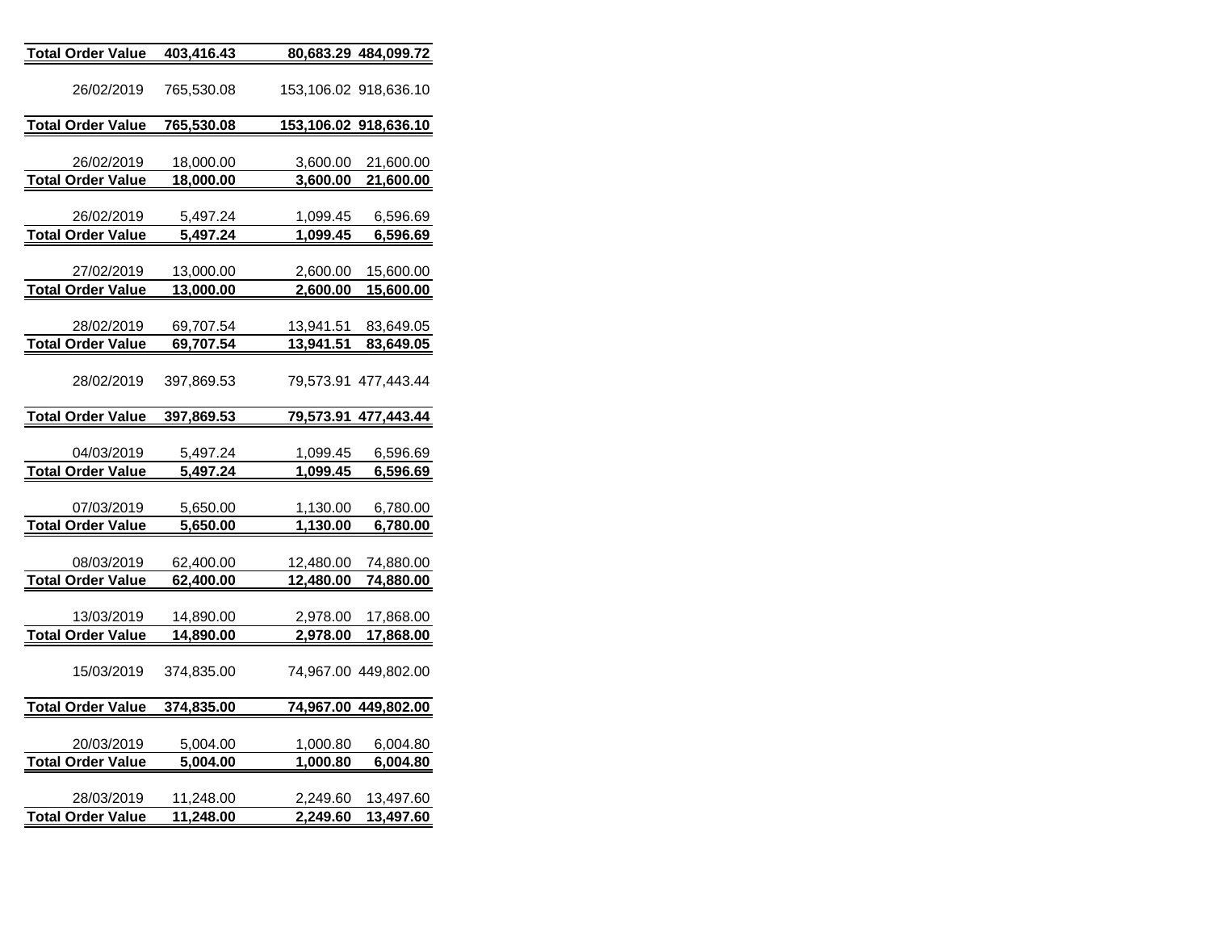| | | | |
|---|---|---|---|
| **Total Order Value** | **403,416.43** | **80,683.29** | **484,099.72** |
| 26/02/2019 | 765,530.08 | 153,106.02 | 918,636.10 |
| **Total Order Value** | **765,530.08** | **153,106.02** | **918,636.10** |
| 26/02/2019 | 18,000.00 | 3,600.00 | 21,600.00 |
| **Total Order Value** | **18,000.00** | **3,600.00** | **21,600.00** |
| 26/02/2019 | 5,497.24 | 1,099.45 | 6,596.69 |
| **Total Order Value** | **5,497.24** | **1,099.45** | **6,596.69** |
| 27/02/2019 | 13,000.00 | 2,600.00 | 15,600.00 |
| **Total Order Value** | **13,000.00** | **2,600.00** | **15,600.00** |
| 28/02/2019 | 69,707.54 | 13,941.51 | 83,649.05 |
| **Total Order Value** | **69,707.54** | **13,941.51** | **83,649.05** |
| 28/02/2019 | 397,869.53 | 79,573.91 | 477,443.44 |
| **Total Order Value** | **397,869.53** | **79,573.91** | **477,443.44** |
| 04/03/2019 | 5,497.24 | 1,099.45 | 6,596.69 |
| **Total Order Value** | **5,497.24** | **1,099.45** | **6,596.69** |
| 07/03/2019 | 5,650.00 | 1,130.00 | 6,780.00 |
| **Total Order Value** | **5,650.00** | **1,130.00** | **6,780.00** |
| 08/03/2019 | 62,400.00 | 12,480.00 | 74,880.00 |
| **Total Order Value** | **62,400.00** | **12,480.00** | **74,880.00** |
| 13/03/2019 | 14,890.00 | 2,978.00 | 17,868.00 |
| **Total Order Value** | **14,890.00** | **2,978.00** | **17,868.00** |
| 15/03/2019 | 374,835.00 | 74,967.00 | 449,802.00 |
| **Total Order Value** | **374,835.00** | **74,967.00** | **449,802.00** |
| 20/03/2019 | 5,004.00 | 1,000.80 | 6,004.80 |
| **Total Order Value** | **5,004.00** | **1,000.80** | **6,004.80** |
| 28/03/2019 | 11,248.00 | 2,249.60 | 13,497.60 |
| **Total Order Value** | **11,248.00** | **2,249.60** | **13,497.60** |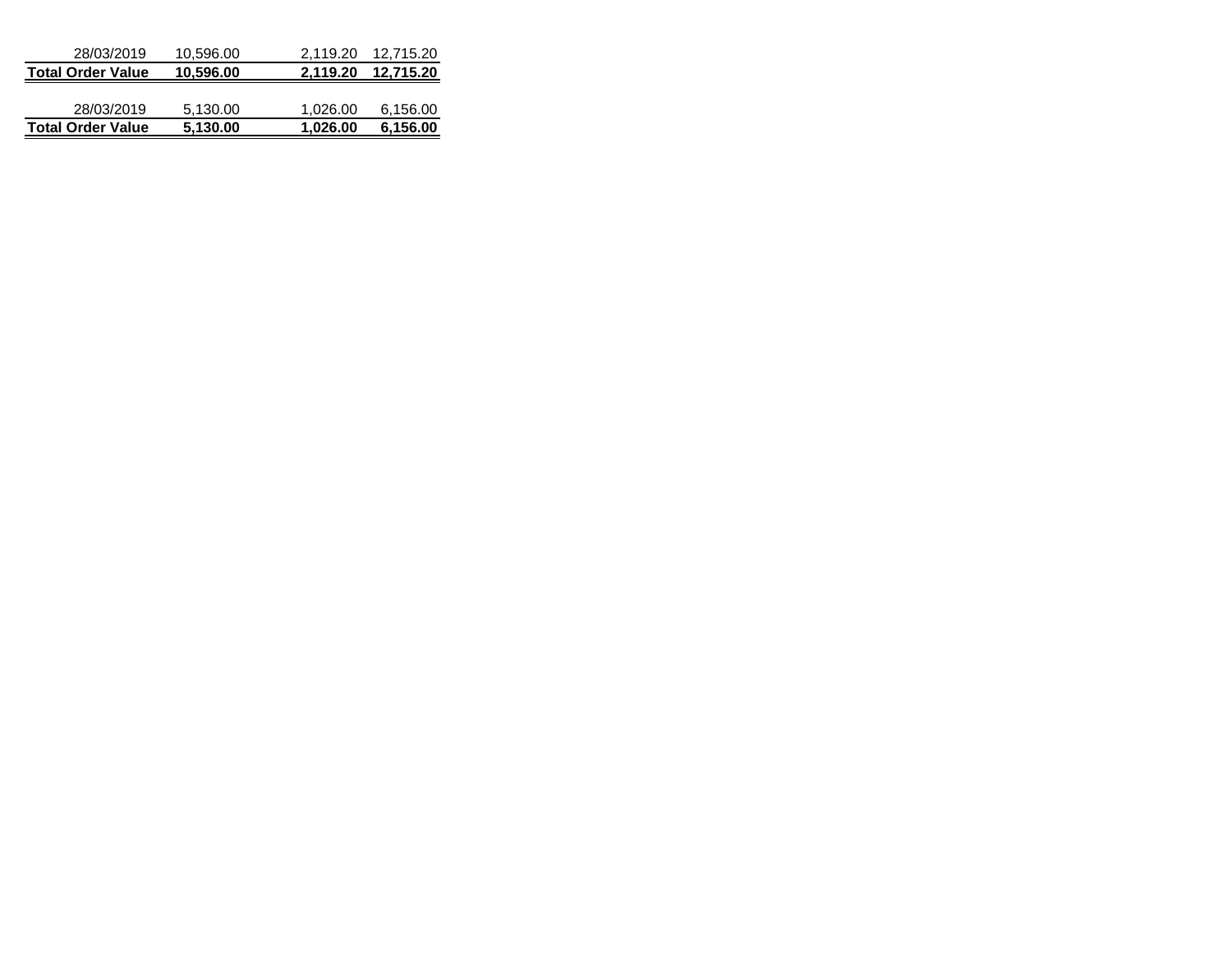| | | | | |
|---|---|---|---|---|
| 28/03/2019 | 10,596.00 | | 2,119.20 | 12,715.20 |
| **Total Order Value** | **10,596.00** | | **2,119.20** | **12,715.20** |
| | | | | |
| 28/03/2019 | 5,130.00 | | 1,026.00 | 6,156.00 |
| **Total Order Value** | **5,130.00** | | **1,026.00** | **6,156.00** |